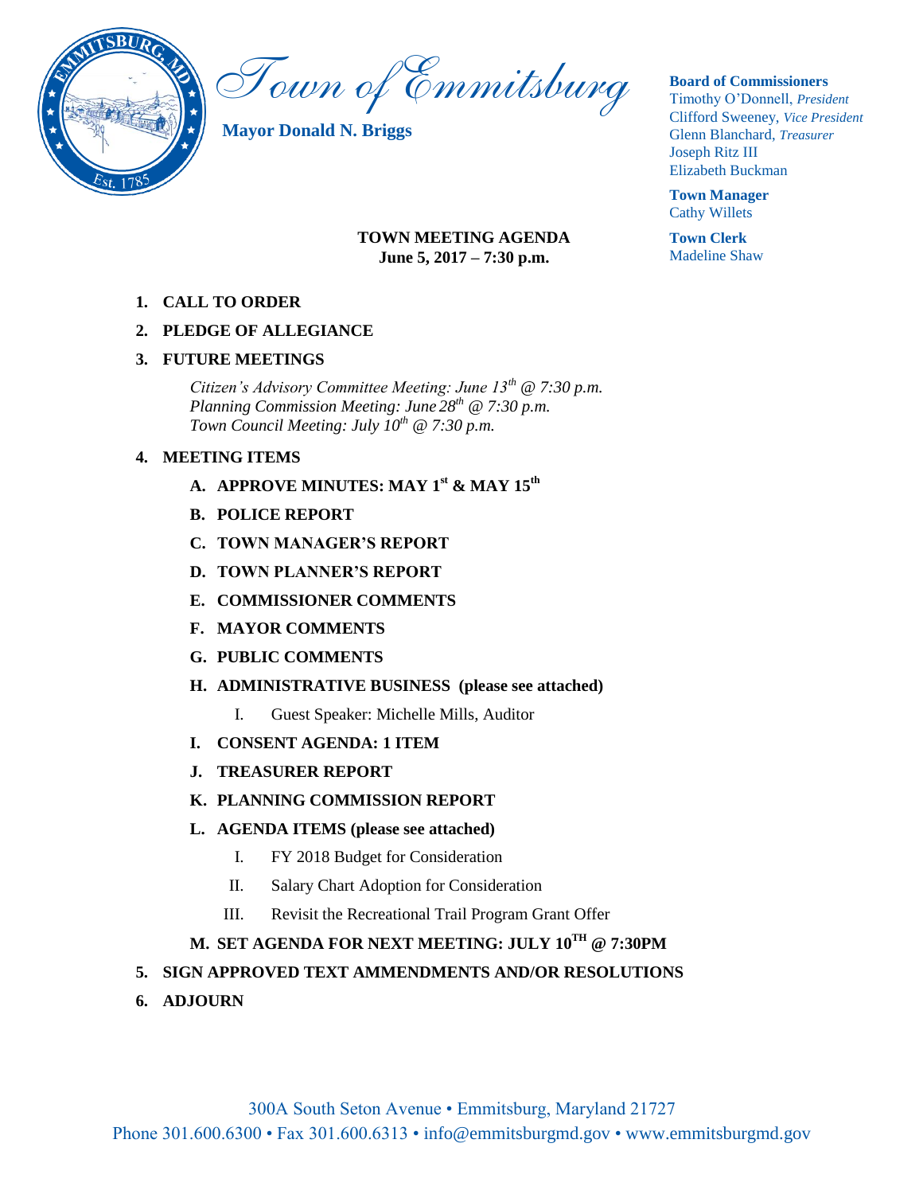# Town of Emmitsburg

**Mayor Donald N. Briggs**

**Board of Commissioners**
Timothy O'Donnell, *President*
Clifford Sweeney, *Vice President*
Glenn Blanchard, *Treasurer*
Joseph Ritz III
Elizabeth Buckman

**Town Manager**
Cathy Willets

**Town Clerk**
Madeline Shaw

**TOWN MEETING AGENDA**
**June 5, 2017 – 7:30 p.m.**

1. **CALL TO ORDER**
2. **PLEDGE OF ALLEGIANCE**
3. **FUTURE MEETINGS**

   *Citizen's Advisory Committee Meeting: June 13th @ 7:30 p.m.*
   *Planning Commission Meeting: June 28th @ 7:30 p.m.*
   *Town Council Meeting: July 10th @ 7:30 p.m.*

4. **MEETING ITEMS**
   - **A. APPROVE MINUTES: MAY 1st & MAY 15th**
   - **B. POLICE REPORT**
   - **C. TOWN MANAGER'S REPORT**
   - **D. TOWN PLANNER'S REPORT**
   - **E. COMMISSIONER COMMENTS**
   - **F. MAYOR COMMENTS**
   - **G. PUBLIC COMMENTS**
   - **H. ADMINISTRATIVE BUSINESS (please see attached)**
     - I. Guest Speaker: Michelle Mills, Auditor
   - **I. CONSENT AGENDA: 1 ITEM**
   - **J. TREASURER REPORT**
   - **K. PLANNING COMMISSION REPORT**
   - **L. AGENDA ITEMS (please see attached)**
     - I. FY 2018 Budget for Consideration
     - II. Salary Chart Adoption for Consideration
     - III. Revisit the Recreational Trail Program Grant Offer
   - **M. SET AGENDA FOR NEXT MEETING: JULY 10TH @ 7:30PM**
5. **SIGN APPROVED TEXT AMMENDMENTS AND/OR RESOLUTIONS**
6. **ADJOURN**

300A South Seton Avenue • Emmitsburg, Maryland 21727
Phone 301.600.6300 • Fax 301.600.6313 • info@emmitsburgmd.gov • www.emmitsburgmd.gov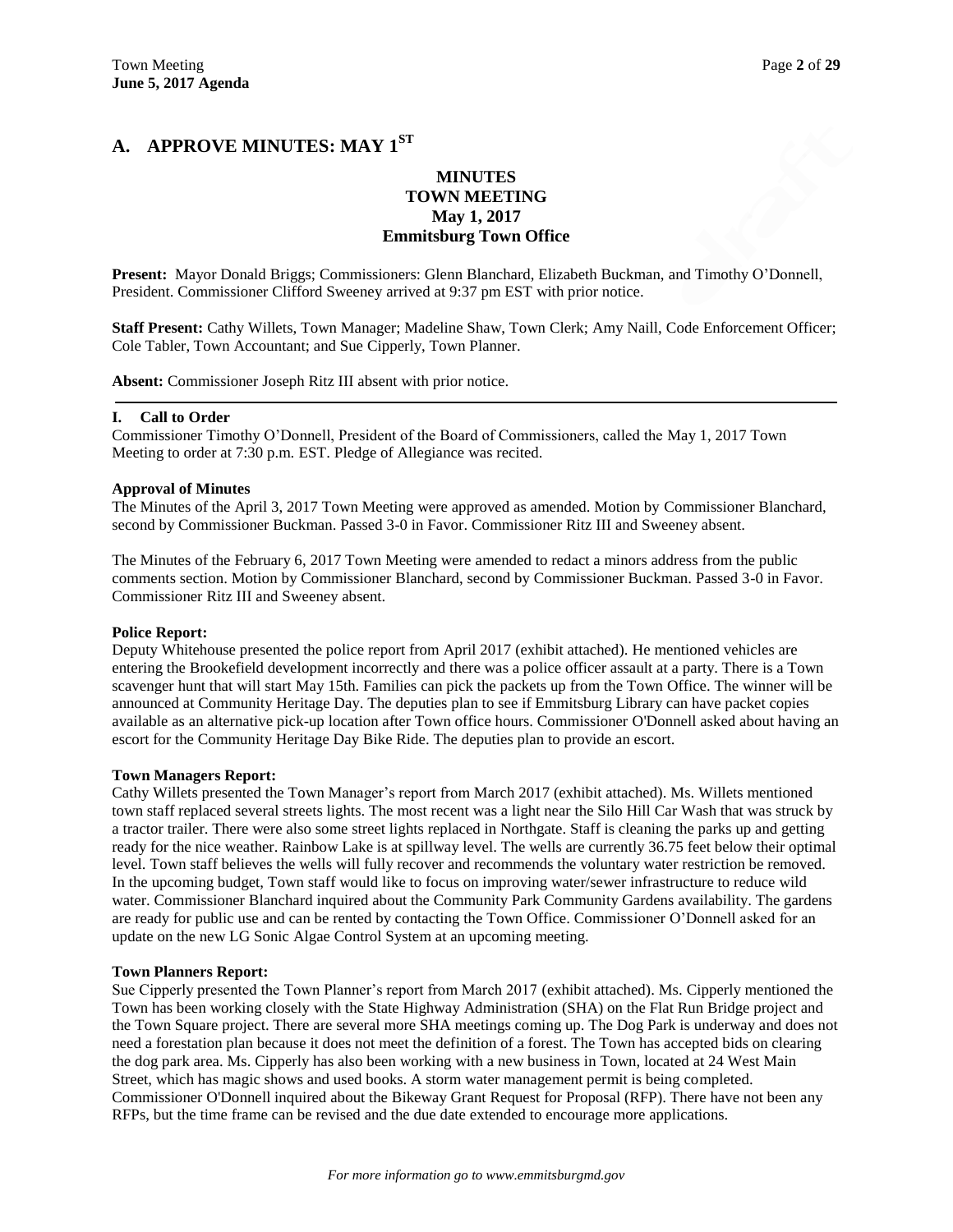## A. APPROVE MINUTES: MAY 1ST

**MINUTES**
**TOWN MEETING**
**May 1, 2017**
**Emmitsburg Town Office**

**Present:** Mayor Donald Briggs; Commissioners: Glenn Blanchard, Elizabeth Buckman, and Timothy O'Donnell, President. Commissioner Clifford Sweeney arrived at 9:37 pm EST with prior notice.

**Staff Present:** Cathy Willets, Town Manager; Madeline Shaw, Town Clerk; Amy Naill, Code Enforcement Officer; Cole Tabler, Town Accountant; and Sue Cipperly, Town Planner.

**Absent:** Commissioner Joseph Ritz III absent with prior notice.

---

### I. Call to Order

Commissioner Timothy O'Donnell, President of the Board of Commissioners, called the May 1, 2017 Town Meeting to order at 7:30 p.m. EST. Pledge of Allegiance was recited.

**Approval of Minutes**

The Minutes of the April 3, 2017 Town Meeting were approved as amended. Motion by Commissioner Blanchard, second by Commissioner Buckman. Passed 3-0 in Favor. Commissioner Ritz III and Sweeney absent.

The Minutes of the February 6, 2017 Town Meeting were amended to redact a minors address from the public comments section. Motion by Commissioner Blanchard, second by Commissioner Buckman. Passed 3-0 in Favor. Commissioner Ritz III and Sweeney absent.

**Police Report:**

Deputy Whitehouse presented the police report from April 2017 (exhibit attached). He mentioned vehicles are entering the Brookefield development incorrectly and there was a police officer assault at a party. There is a Town scavenger hunt that will start May 15th. Families can pick the packets up from the Town Office. The winner will be announced at Community Heritage Day. The deputies plan to see if Emmitsburg Library can have packet copies available as an alternative pick-up location after Town office hours. Commissioner O'Donnell asked about having an escort for the Community Heritage Day Bike Ride. The deputies plan to provide an escort.

**Town Managers Report:**

Cathy Willets presented the Town Manager's report from March 2017 (exhibit attached). Ms. Willets mentioned town staff replaced several streets lights. The most recent was a light near the Silo Hill Car Wash that was struck by a tractor trailer. There were also some street lights replaced in Northgate. Staff is cleaning the parks up and getting ready for the nice weather. Rainbow Lake is at spillway level. The wells are currently 36.75 feet below their optimal level. Town staff believes the wells will fully recover and recommends the voluntary water restriction be removed. In the upcoming budget, Town staff would like to focus on improving water/sewer infrastructure to reduce wild water. Commissioner Blanchard inquired about the Community Park Community Gardens availability. The gardens are ready for public use and can be rented by contacting the Town Office. Commissioner O'Donnell asked for an update on the new LG Sonic Algae Control System at an upcoming meeting.

**Town Planners Report:**

Sue Cipperly presented the Town Planner's report from March 2017 (exhibit attached). Ms. Cipperly mentioned the Town has been working closely with the State Highway Administration (SHA) on the Flat Run Bridge project and the Town Square project. There are several more SHA meetings coming up. The Dog Park is underway and does not need a forestation plan because it does not meet the definition of a forest. The Town has accepted bids on clearing the dog park area. Ms. Cipperly has also been working with a new business in Town, located at 24 West Main Street, which has magic shows and used books. A storm water management permit is being completed. Commissioner O'Donnell inquired about the Bikeway Grant Request for Proposal (RFP). There have not been any RFPs, but the time frame can be revised and the due date extended to encourage more applications.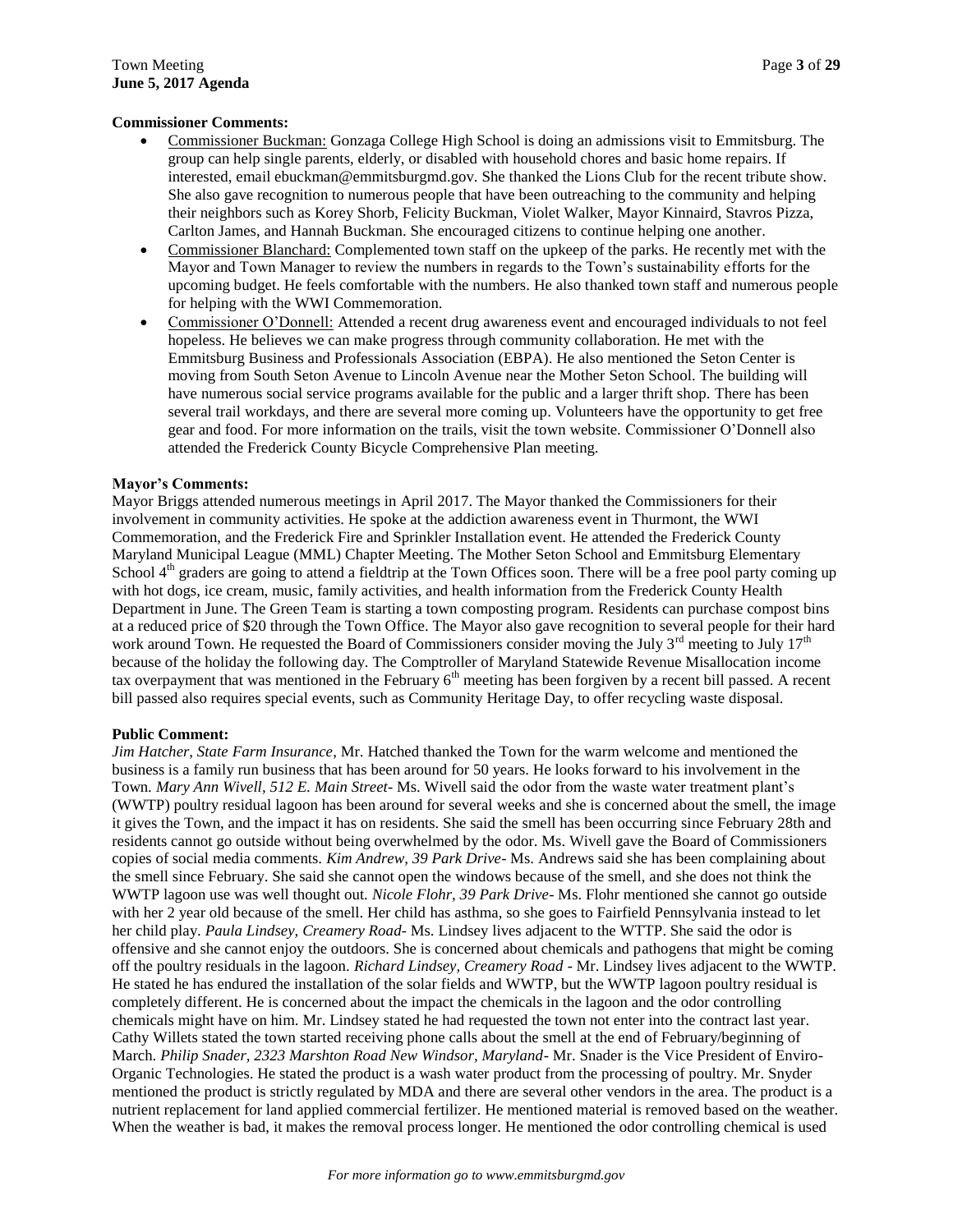**Commissioner Comments:**

- Commissioner Buckman: Gonzaga College High School is doing an admissions visit to Emmitsburg. The group can help single parents, elderly, or disabled with household chores and basic home repairs. If interested, email ebuckman@emmitsburgmd.gov. She thanked the Lions Club for the recent tribute show. She also gave recognition to numerous people that have been outreaching to the community and helping their neighbors such as Korey Shorb, Felicity Buckman, Violet Walker, Mayor Kinnaird, Stavros Pizza, Carlton James, and Hannah Buckman. She encouraged citizens to continue helping one another.
- Commissioner Blanchard: Complemented town staff on the upkeep of the parks. He recently met with the Mayor and Town Manager to review the numbers in regards to the Town's sustainability efforts for the upcoming budget. He feels comfortable with the numbers. He also thanked town staff and numerous people for helping with the WWI Commemoration.
- Commissioner O'Donnell: Attended a recent drug awareness event and encouraged individuals to not feel hopeless. He believes we can make progress through community collaboration. He met with the Emmitsburg Business and Professionals Association (EBPA). He also mentioned the Seton Center is moving from South Seton Avenue to Lincoln Avenue near the Mother Seton School. The building will have numerous social service programs available for the public and a larger thrift shop. There has been several trail workdays, and there are several more coming up. Volunteers have the opportunity to get free gear and food. For more information on the trails, visit the town website. Commissioner O'Donnell also attended the Frederick County Bicycle Comprehensive Plan meeting.

**Mayor's Comments:**

Mayor Briggs attended numerous meetings in April 2017. The Mayor thanked the Commissioners for their involvement in community activities. He spoke at the addiction awareness event in Thurmont, the WWI Commemoration, and the Frederick Fire and Sprinkler Installation event. He attended the Frederick County Maryland Municipal League (MML) Chapter Meeting. The Mother Seton School and Emmitsburg Elementary School 4th graders are going to attend a fieldtrip at the Town Offices soon. There will be a free pool party coming up with hot dogs, ice cream, music, family activities, and health information from the Frederick County Health Department in June. The Green Team is starting a town composting program. Residents can purchase compost bins at a reduced price of $20 through the Town Office. The Mayor also gave recognition to several people for their hard work around Town. He requested the Board of Commissioners consider moving the July 3rd meeting to July 17th because of the holiday the following day. The Comptroller of Maryland Statewide Revenue Misallocation income tax overpayment that was mentioned in the February 6th meeting has been forgiven by a recent bill passed. A recent bill passed also requires special events, such as Community Heritage Day, to offer recycling waste disposal.

**Public Comment:**

*Jim Hatcher, State Farm Insurance*, Mr. Hatched thanked the Town for the warm welcome and mentioned the business is a family run business that has been around for 50 years. He looks forward to his involvement in the Town. *Mary Ann Wivell, 512 E. Main Street*- Ms. Wivell said the odor from the waste water treatment plant's (WWTP) poultry residual lagoon has been around for several weeks and she is concerned about the smell, the image it gives the Town, and the impact it has on residents. She said the smell has been occurring since February 28th and residents cannot go outside without being overwhelmed by the odor. Ms. Wivell gave the Board of Commissioners copies of social media comments. *Kim Andrew, 39 Park Drive*- Ms. Andrews said she has been complaining about the smell since February. She said she cannot open the windows because of the smell, and she does not think the WWTP lagoon use was well thought out. *Nicole Flohr, 39 Park Drive*- Ms. Flohr mentioned she cannot go outside with her 2 year old because of the smell. Her child has asthma, so she goes to Fairfield Pennsylvania instead to let her child play. *Paula Lindsey, Creamery Road*- Ms. Lindsey lives adjacent to the WTTP. She said the odor is offensive and she cannot enjoy the outdoors. She is concerned about chemicals and pathogens that might be coming off the poultry residuals in the lagoon. *Richard Lindsey, Creamery Road* - Mr. Lindsey lives adjacent to the WWTP. He stated he has endured the installation of the solar fields and WWTP, but the WWTP lagoon poultry residual is completely different. He is concerned about the impact the chemicals in the lagoon and the odor controlling chemicals might have on him. Mr. Lindsey stated he had requested the town not enter into the contract last year. Cathy Willets stated the town started receiving phone calls about the smell at the end of February/beginning of March. *Philip Snader, 2323 Marshton Road New Windsor, Maryland*- Mr. Snader is the Vice President of Enviro-Organic Technologies. He stated the product is a wash water product from the processing of poultry. Mr. Snyder mentioned the product is strictly regulated by MDA and there are several other vendors in the area. The product is a nutrient replacement for land applied commercial fertilizer. He mentioned material is removed based on the weather. When the weather is bad, it makes the removal process longer. He mentioned the odor controlling chemical is used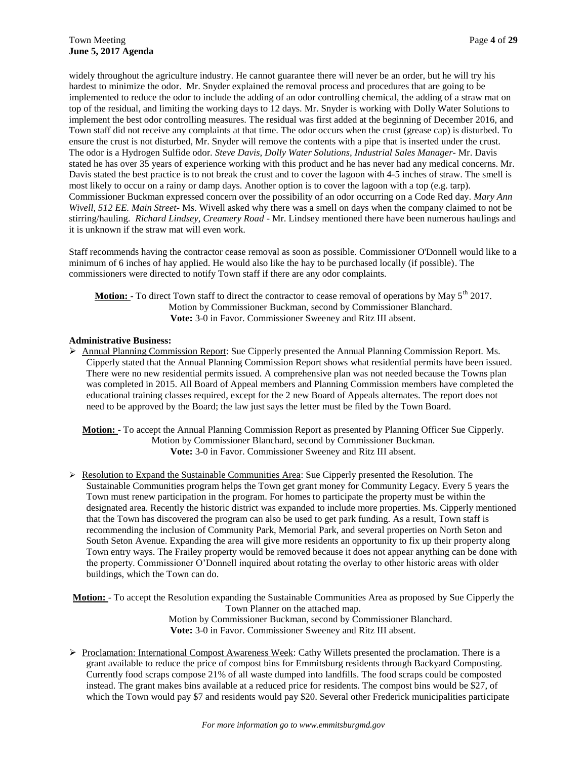widely throughout the agriculture industry. He cannot guarantee there will never be an order, but he will try his hardest to minimize the odor. Mr. Snyder explained the removal process and procedures that are going to be implemented to reduce the odor to include the adding of an odor controlling chemical, the adding of a straw mat on top of the residual, and limiting the working days to 12 days. Mr. Snyder is working with Dolly Water Solutions to implement the best odor controlling measures. The residual was first added at the beginning of December 2016, and Town staff did not receive any complaints at that time. The odor occurs when the crust (grease cap) is disturbed. To ensure the crust is not disturbed, Mr. Snyder will remove the contents with a pipe that is inserted under the crust. The odor is a Hydrogen Sulfide odor. *Steve Davis, Dolly Water Solutions, Industrial Sales Manager*- Mr. Davis stated he has over 35 years of experience working with this product and he has never had any medical concerns. Mr. Davis stated the best practice is to not break the crust and to cover the lagoon with 4-5 inches of straw. The smell is most likely to occur on a rainy or damp days. Another option is to cover the lagoon with a top (e.g. tarp). Commissioner Buckman expressed concern over the possibility of an odor occurring on a Code Red day. *Mary Ann Wivell, 512 EE. Main Street*- Ms. Wivell asked why there was a smell on days when the company claimed to not be stirring/hauling. *Richard Lindsey, Creamery Road* - Mr. Lindsey mentioned there have been numerous haulings and it is unknown if the straw mat will even work.

Staff recommends having the contractor cease removal as soon as possible. Commissioner O'Donnell would like to a minimum of 6 inches of hay applied. He would also like the hay to be purchased locally (if possible). The commissioners were directed to notify Town staff if there are any odor complaints.

**Motion:** - To direct Town staff to direct the contractor to cease removal of operations by May 5th 2017.
Motion by Commissioner Buckman, second by Commissioner Blanchard.
**Vote:** 3-0 in Favor. Commissioner Sweeney and Ritz III absent.

**Administrative Business:**

- Annual Planning Commission Report: Sue Cipperly presented the Annual Planning Commission Report. Ms. Cipperly stated that the Annual Planning Commission Report shows what residential permits have been issued. There were no new residential permits issued. A comprehensive plan was not needed because the Towns plan was completed in 2015. All Board of Appeal members and Planning Commission members have completed the educational training classes required, except for the 2 new Board of Appeals alternates. The report does not need to be approved by the Board; the law just says the letter must be filed by the Town Board.

**Motion:** - To accept the Annual Planning Commission Report as presented by Planning Officer Sue Cipperly.
Motion by Commissioner Blanchard, second by Commissioner Buckman.
**Vote:** 3-0 in Favor. Commissioner Sweeney and Ritz III absent.

- Resolution to Expand the Sustainable Communities Area: Sue Cipperly presented the Resolution. The Sustainable Communities program helps the Town get grant money for Community Legacy. Every 5 years the Town must renew participation in the program. For homes to participate the property must be within the designated area. Recently the historic district was expanded to include more properties. Ms. Cipperly mentioned that the Town has discovered the program can also be used to get park funding. As a result, Town staff is recommending the inclusion of Community Park, Memorial Park, and several properties on North Seton and South Seton Avenue. Expanding the area will give more residents an opportunity to fix up their property along Town entry ways. The Frailey property would be removed because it does not appear anything can be done with the property. Commissioner O'Donnell inquired about rotating the overlay to other historic areas with older buildings, which the Town can do.

**Motion:** - To accept the Resolution expanding the Sustainable Communities Area as proposed by Sue Cipperly the Town Planner on the attached map.
Motion by Commissioner Buckman, second by Commissioner Blanchard.
**Vote:** 3-0 in Favor. Commissioner Sweeney and Ritz III absent.

- Proclamation: International Compost Awareness Week: Cathy Willets presented the proclamation. There is a grant available to reduce the price of compost bins for Emmitsburg residents through Backyard Composting. Currently food scraps compose 21% of all waste dumped into landfills. The food scraps could be composted instead. The grant makes bins available at a reduced price for residents. The compost bins would be $27, of which the Town would pay $7 and residents would pay $20. Several other Frederick municipalities participate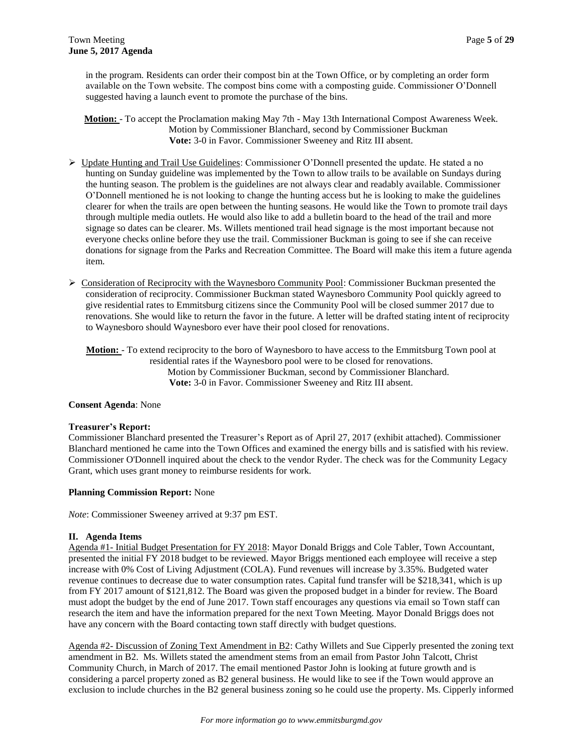in the program. Residents can order their compost bin at the Town Office, or by completing an order form available on the Town website. The compost bins come with a composting guide. Commissioner O'Donnell suggested having a launch event to promote the purchase of the bins.

**Motion:** - To accept the Proclamation making May 7th - May 13th International Compost Awareness Week.
Motion by Commissioner Blanchard, second by Commissioner Buckman
**Vote:** 3-0 in Favor. Commissioner Sweeney and Ritz III absent.

- Update Hunting and Trail Use Guidelines: Commissioner O'Donnell presented the update. He stated a no hunting on Sunday guideline was implemented by the Town to allow trails to be available on Sundays during the hunting season. The problem is the guidelines are not always clear and readably available. Commissioner O'Donnell mentioned he is not looking to change the hunting access but he is looking to make the guidelines clearer for when the trails are open between the hunting seasons. He would like the Town to promote trail days through multiple media outlets. He would also like to add a bulletin board to the head of the trail and more signage so dates can be clearer. Ms. Willets mentioned trail head signage is the most important because not everyone checks online before they use the trail. Commissioner Buckman is going to see if she can receive donations for signage from the Parks and Recreation Committee. The Board will make this item a future agenda item.

- Consideration of Reciprocity with the Waynesboro Community Pool: Commissioner Buckman presented the consideration of reciprocity. Commissioner Buckman stated Waynesboro Community Pool quickly agreed to give residential rates to Emmitsburg citizens since the Community Pool will be closed summer 2017 due to renovations. She would like to return the favor in the future. A letter will be drafted stating intent of reciprocity to Waynesboro should Waynesboro ever have their pool closed for renovations.

**Motion:** - To extend reciprocity to the boro of Waynesboro to have access to the Emmitsburg Town pool at residential rates if the Waynesboro pool were to be closed for renovations.
Motion by Commissioner Buckman, second by Commissioner Blanchard.
**Vote:** 3-0 in Favor. Commissioner Sweeney and Ritz III absent.

**Consent Agenda**: None

**Treasurer's Report:**
Commissioner Blanchard presented the Treasurer's Report as of April 27, 2017 (exhibit attached). Commissioner Blanchard mentioned he came into the Town Offices and examined the energy bills and is satisfied with his review. Commissioner O'Donnell inquired about the check to the vendor Ryder. The check was for the Community Legacy Grant, which uses grant money to reimburse residents for work.

**Planning Commission Report:** None

*Note*: Commissioner Sweeney arrived at 9:37 pm EST.

## II. Agenda Items

Agenda #1- Initial Budget Presentation for FY 2018: Mayor Donald Briggs and Cole Tabler, Town Accountant, presented the initial FY 2018 budget to be reviewed. Mayor Briggs mentioned each employee will receive a step increase with 0% Cost of Living Adjustment (COLA). Fund revenues will increase by 3.35%. Budgeted water revenue continues to decrease due to water consumption rates. Capital fund transfer will be $218,341, which is up from FY 2017 amount of $121,812. The Board was given the proposed budget in a binder for review. The Board must adopt the budget by the end of June 2017. Town staff encourages any questions via email so Town staff can research the item and have the information prepared for the next Town Meeting. Mayor Donald Briggs does not have any concern with the Board contacting town staff directly with budget questions.

Agenda #2- Discussion of Zoning Text Amendment in B2: Cathy Willets and Sue Cipperly presented the zoning text amendment in B2. Ms. Willets stated the amendment stems from an email from Pastor John Talcott, Christ Community Church, in March of 2017. The email mentioned Pastor John is looking at future growth and is considering a parcel property zoned as B2 general business. He would like to see if the Town would approve an exclusion to include churches in the B2 general business zoning so he could use the property. Ms. Cipperly informed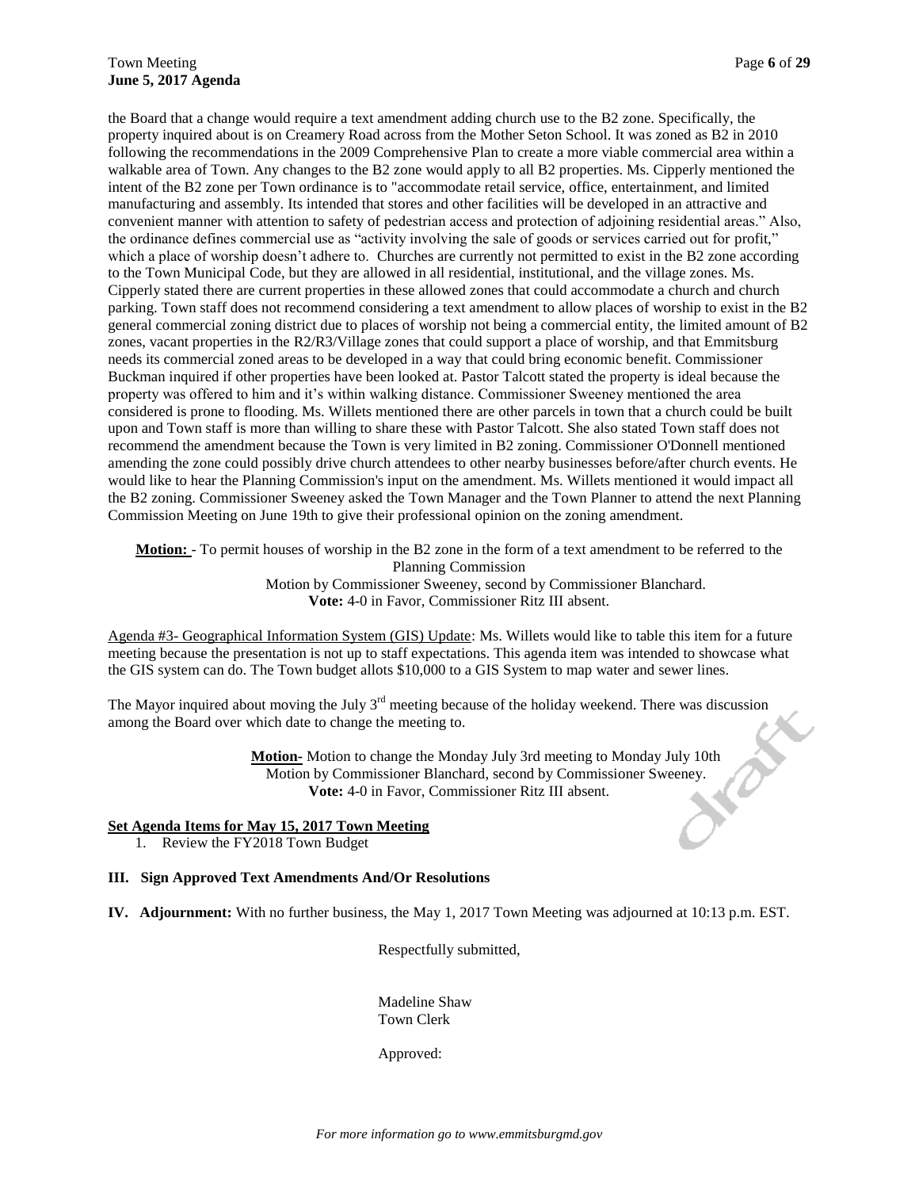the Board that a change would require a text amendment adding church use to the B2 zone. Specifically, the property inquired about is on Creamery Road across from the Mother Seton School. It was zoned as B2 in 2010 following the recommendations in the 2009 Comprehensive Plan to create a more viable commercial area within a walkable area of Town. Any changes to the B2 zone would apply to all B2 properties. Ms. Cipperly mentioned the intent of the B2 zone per Town ordinance is to "accommodate retail service, office, entertainment, and limited manufacturing and assembly. Its intended that stores and other facilities will be developed in an attractive and convenient manner with attention to safety of pedestrian access and protection of adjoining residential areas." Also, the ordinance defines commercial use as "activity involving the sale of goods or services carried out for profit," which a place of worship doesn't adhere to. Churches are currently not permitted to exist in the B2 zone according to the Town Municipal Code, but they are allowed in all residential, institutional, and the village zones. Ms. Cipperly stated there are current properties in these allowed zones that could accommodate a church and church parking. Town staff does not recommend considering a text amendment to allow places of worship to exist in the B2 general commercial zoning district due to places of worship not being a commercial entity, the limited amount of B2 zones, vacant properties in the R2/R3/Village zones that could support a place of worship, and that Emmitsburg needs its commercial zoned areas to be developed in a way that could bring economic benefit. Commissioner Buckman inquired if other properties have been looked at. Pastor Talcott stated the property is ideal because the property was offered to him and it's within walking distance. Commissioner Sweeney mentioned the area considered is prone to flooding. Ms. Willets mentioned there are other parcels in town that a church could be built upon and Town staff is more than willing to share these with Pastor Talcott. She also stated Town staff does not recommend the amendment because the Town is very limited in B2 zoning. Commissioner O'Donnell mentioned amending the zone could possibly drive church attendees to other nearby businesses before/after church events. He would like to hear the Planning Commission's input on the amendment. Ms. Willets mentioned it would impact all the B2 zoning. Commissioner Sweeney asked the Town Manager and the Town Planner to attend the next Planning Commission Meeting on June 19th to give their professional opinion on the zoning amendment.

**Motion:** - To permit houses of worship in the B2 zone in the form of a text amendment to be referred to the Planning Commission
Motion by Commissioner Sweeney, second by Commissioner Blanchard.
**Vote:** 4-0 in Favor, Commissioner Ritz III absent.

Agenda #3- Geographical Information System (GIS) Update: Ms. Willets would like to table this item for a future meeting because the presentation is not up to staff expectations. This agenda item was intended to showcase what the GIS system can do. The Town budget allots $10,000 to a GIS System to map water and sewer lines.

The Mayor inquired about moving the July 3rd meeting because of the holiday weekend. There was discussion among the Board over which date to change the meeting to.

**Motion-** Motion to change the Monday July 3rd meeting to Monday July 10th
Motion by Commissioner Blanchard, second by Commissioner Sweeney.
**Vote:** 4-0 in Favor, Commissioner Ritz III absent.

**Set Agenda Items for May 15, 2017 Town Meeting**

1. Review the FY2018 Town Budget

## III. Sign Approved Text Amendments And/Or Resolutions

**IV. Adjournment:** With no further business, the May 1, 2017 Town Meeting was adjourned at 10:13 p.m. EST.

Respectfully submitted,

Madeline Shaw
Town Clerk

Approved:

*For more information go to www.emmitsburgmd.gov*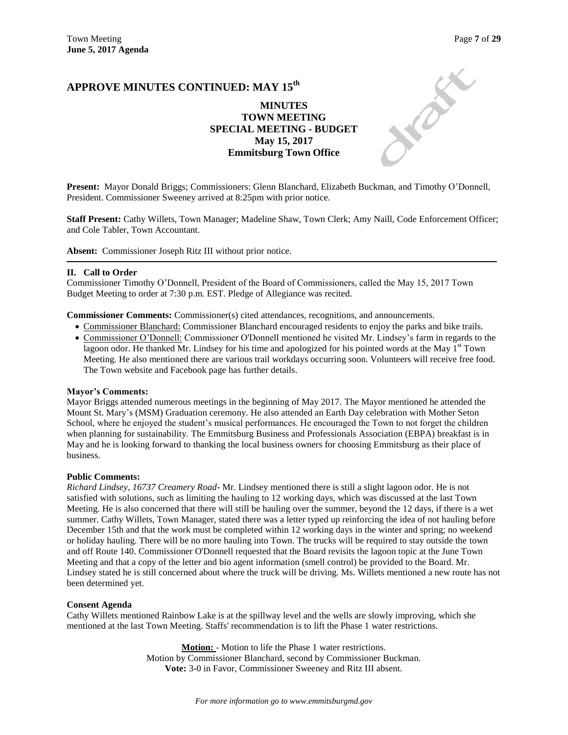## APPROVE MINUTES CONTINUED: MAY 15th

**MINUTES**
**TOWN MEETING**
**SPECIAL MEETING - BUDGET**
**May 15, 2017**
**Emmitsburg Town Office**

**Present:** Mayor Donald Briggs; Commissioners: Glenn Blanchard, Elizabeth Buckman, and Timothy O'Donnell, President. Commissioner Sweeney arrived at 8:25pm with prior notice.

**Staff Present:** Cathy Willets, Town Manager; Madeline Shaw, Town Clerk; Amy Naill, Code Enforcement Officer; and Cole Tabler, Town Accountant.

**Absent:** Commissioner Joseph Ritz III without prior notice.

---

### II. Call to Order

Commissioner Timothy O'Donnell, President of the Board of Commissioners, called the May 15, 2017 Town Budget Meeting to order at 7:30 p.m. EST. Pledge of Allegiance was recited.

**Commissioner Comments:** Commissioner(s) cited attendances, recognitions, and announcements.

- Commissioner Blanchard: Commissioner Blanchard encouraged residents to enjoy the parks and bike trails.
- Commissioner O'Donnell: Commissioner O'Donnell mentioned he visited Mr. Lindsey's farm in regards to the lagoon odor. He thanked Mr. Lindsey for his time and apologized for his pointed words at the May 1st Town Meeting. He also mentioned there are various trail workdays occurring soon. Volunteers will receive free food. The Town website and Facebook page has further details.

**Mayor's Comments:**

Mayor Briggs attended numerous meetings in the beginning of May 2017. The Mayor mentioned he attended the Mount St. Mary's (MSM) Graduation ceremony. He also attended an Earth Day celebration with Mother Seton School, where he enjoyed the student's musical performances. He encouraged the Town to not forget the children when planning for sustainability. The Emmitsburg Business and Professionals Association (EBPA) breakfast is in May and he is looking forward to thanking the local business owners for choosing Emmitsburg as their place of business.

**Public Comments:**

*Richard Lindsey, 16737 Creamery Road-* Mr. Lindsey mentioned there is still a slight lagoon odor. He is not satisfied with solutions, such as limiting the hauling to 12 working days, which was discussed at the last Town Meeting. He is also concerned that there will still be hauling over the summer, beyond the 12 days, if there is a wet summer. Cathy Willets, Town Manager, stated there was a letter typed up reinforcing the idea of not hauling before December 15th and that the work must be completed within 12 working days in the winter and spring; no weekend or holiday hauling. There will be no more hauling into Town. The trucks will be required to stay outside the town and off Route 140. Commissioner O'Donnell requested that the Board revisits the lagoon topic at the June Town Meeting and that a copy of the letter and bio agent information (smell control) be provided to the Board. Mr. Lindsey stated he is still concerned about where the truck will be driving. Ms. Willets mentioned a new route has not been determined yet.

**Consent Agenda**

Cathy Willets mentioned Rainbow Lake is at the spillway level and the wells are slowly improving, which she mentioned at the last Town Meeting. Staffs' recommendation is to lift the Phase 1 water restrictions.

**Motion:** - Motion to life the Phase 1 water restrictions.
Motion by Commissioner Blanchard, second by Commissioner Buckman.
**Vote:** 3-0 in Favor, Commissioner Sweeney and Ritz III absent.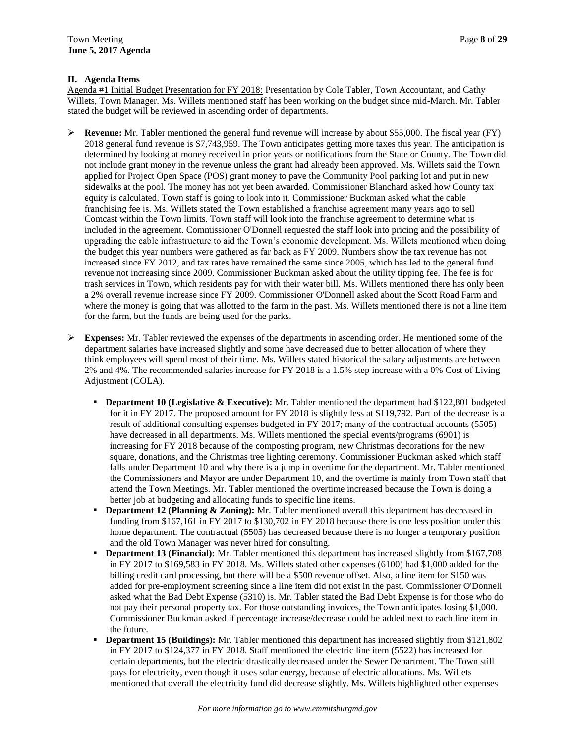## II. Agenda Items

Agenda #1 Initial Budget Presentation for FY 2018: Presentation by Cole Tabler, Town Accountant, and Cathy Willets, Town Manager. Ms. Willets mentioned staff has been working on the budget since mid-March. Mr. Tabler stated the budget will be reviewed in ascending order of departments.

- **Revenue:** Mr. Tabler mentioned the general fund revenue will increase by about $55,000. The fiscal year (FY) 2018 general fund revenue is $7,743,959. The Town anticipates getting more taxes this year. The anticipation is determined by looking at money received in prior years or notifications from the State or County. The Town did not include grant money in the revenue unless the grant had already been approved. Ms. Willets said the Town applied for Project Open Space (POS) grant money to pave the Community Pool parking lot and put in new sidewalks at the pool. The money has not yet been awarded. Commissioner Blanchard asked how County tax equity is calculated. Town staff is going to look into it. Commissioner Buckman asked what the cable franchising fee is. Ms. Willets stated the Town established a franchise agreement many years ago to sell Comcast within the Town limits. Town staff will look into the franchise agreement to determine what is included in the agreement. Commissioner O'Donnell requested the staff look into pricing and the possibility of upgrading the cable infrastructure to aid the Town's economic development. Ms. Willets mentioned when doing the budget this year numbers were gathered as far back as FY 2009. Numbers show the tax revenue has not increased since FY 2012, and tax rates have remained the same since 2005, which has led to the general fund revenue not increasing since 2009. Commissioner Buckman asked about the utility tipping fee. The fee is for trash services in Town, which residents pay for with their water bill. Ms. Willets mentioned there has only been a 2% overall revenue increase since FY 2009. Commissioner O'Donnell asked about the Scott Road Farm and where the money is going that was allotted to the farm in the past. Ms. Willets mentioned there is not a line item for the farm, but the funds are being used for the parks.

- **Expenses:** Mr. Tabler reviewed the expenses of the departments in ascending order. He mentioned some of the department salaries have increased slightly and some have decreased due to better allocation of where they think employees will spend most of their time. Ms. Willets stated historical the salary adjustments are between 2% and 4%. The recommended salaries increase for FY 2018 is a 1.5% step increase with a 0% Cost of Living Adjustment (COLA).
  - **Department 10 (Legislative & Executive):** Mr. Tabler mentioned the department had $122,801 budgeted for it in FY 2017. The proposed amount for FY 2018 is slightly less at $119,792. Part of the decrease is a result of additional consulting expenses budgeted in FY 2017; many of the contractual accounts (5505) have decreased in all departments. Ms. Willets mentioned the special events/programs (6901) is increasing for FY 2018 because of the composting program, new Christmas decorations for the new square, donations, and the Christmas tree lighting ceremony. Commissioner Buckman asked which staff falls under Department 10 and why there is a jump in overtime for the department. Mr. Tabler mentioned the Commissioners and Mayor are under Department 10, and the overtime is mainly from Town staff that attend the Town Meetings. Mr. Tabler mentioned the overtime increased because the Town is doing a better job at budgeting and allocating funds to specific line items.
  - **Department 12 (Planning & Zoning):** Mr. Tabler mentioned overall this department has decreased in funding from $167,161 in FY 2017 to $130,702 in FY 2018 because there is one less position under this home department. The contractual (5505) has decreased because there is no longer a temporary position and the old Town Manager was never hired for consulting.
  - **Department 13 (Financial):** Mr. Tabler mentioned this department has increased slightly from $167,708 in FY 2017 to $169,583 in FY 2018. Ms. Willets stated other expenses (6100) had $1,000 added for the billing credit card processing, but there will be a $500 revenue offset. Also, a line item for $150 was added for pre-employment screening since a line item did not exist in the past. Commissioner O'Donnell asked what the Bad Debt Expense (5310) is. Mr. Tabler stated the Bad Debt Expense is for those who do not pay their personal property tax. For those outstanding invoices, the Town anticipates losing $1,000. Commissioner Buckman asked if percentage increase/decrease could be added next to each line item in the future.
  - **Department 15 (Buildings):** Mr. Tabler mentioned this department has increased slightly from $121,802 in FY 2017 to $124,377 in FY 2018. Staff mentioned the electric line item (5522) has increased for certain departments, but the electric drastically decreased under the Sewer Department. The Town still pays for electricity, even though it uses solar energy, because of electric allocations. Ms. Willets mentioned that overall the electricity fund did decrease slightly. Ms. Willets highlighted other expenses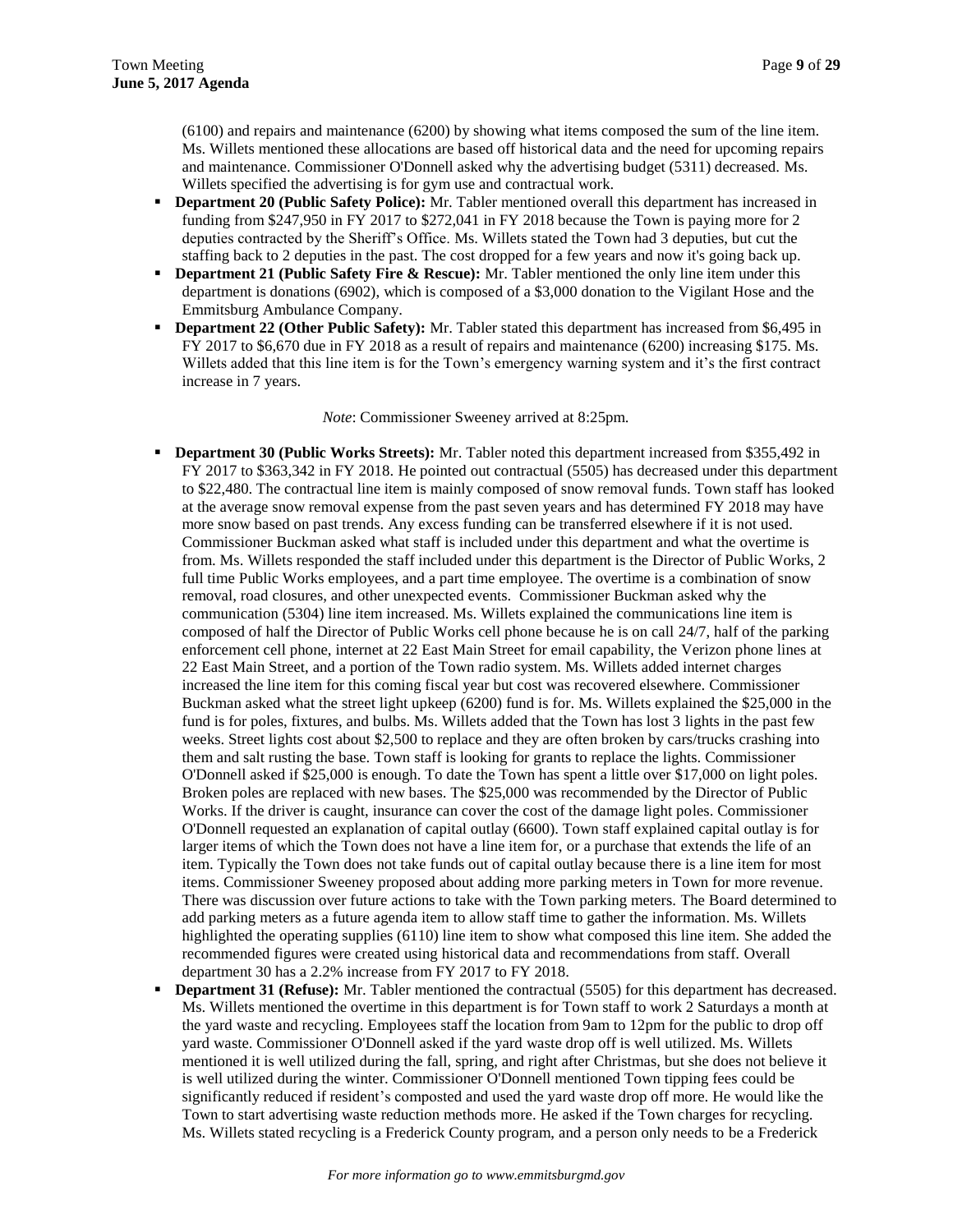(6100) and repairs and maintenance (6200) by showing what items composed the sum of the line item. Ms. Willets mentioned these allocations are based off historical data and the need for upcoming repairs and maintenance. Commissioner O'Donnell asked why the advertising budget (5311) decreased. Ms. Willets specified the advertising is for gym use and contractual work.

- **Department 20 (Public Safety Police):** Mr. Tabler mentioned overall this department has increased in funding from $247,950 in FY 2017 to $272,041 in FY 2018 because the Town is paying more for 2 deputies contracted by the Sheriff's Office. Ms. Willets stated the Town had 3 deputies, but cut the staffing back to 2 deputies in the past. The cost dropped for a few years and now it's going back up.
- **Department 21 (Public Safety Fire & Rescue):** Mr. Tabler mentioned the only line item under this department is donations (6902), which is composed of a $3,000 donation to the Vigilant Hose and the Emmitsburg Ambulance Company.
- **Department 22 (Other Public Safety):** Mr. Tabler stated this department has increased from $6,495 in FY 2017 to $6,670 due in FY 2018 as a result of repairs and maintenance (6200) increasing $175. Ms. Willets added that this line item is for the Town's emergency warning system and it's the first contract increase in 7 years.

*Note*: Commissioner Sweeney arrived at 8:25pm.

- **Department 30 (Public Works Streets):** Mr. Tabler noted this department increased from $355,492 in FY 2017 to $363,342 in FY 2018. He pointed out contractual (5505) has decreased under this department to $22,480. The contractual line item is mainly composed of snow removal funds. Town staff has looked at the average snow removal expense from the past seven years and has determined FY 2018 may have more snow based on past trends. Any excess funding can be transferred elsewhere if it is not used. Commissioner Buckman asked what staff is included under this department and what the overtime is from. Ms. Willets responded the staff included under this department is the Director of Public Works, 2 full time Public Works employees, and a part time employee. The overtime is a combination of snow removal, road closures, and other unexpected events. Commissioner Buckman asked why the communication (5304) line item increased. Ms. Willets explained the communications line item is composed of half the Director of Public Works cell phone because he is on call 24/7, half of the parking enforcement cell phone, internet at 22 East Main Street for email capability, the Verizon phone lines at 22 East Main Street, and a portion of the Town radio system. Ms. Willets added internet charges increased the line item for this coming fiscal year but cost was recovered elsewhere. Commissioner Buckman asked what the street light upkeep (6200) fund is for. Ms. Willets explained the $25,000 in the fund is for poles, fixtures, and bulbs. Ms. Willets added that the Town has lost 3 lights in the past few weeks. Street lights cost about $2,500 to replace and they are often broken by cars/trucks crashing into them and salt rusting the base. Town staff is looking for grants to replace the lights. Commissioner O'Donnell asked if $25,000 is enough. To date the Town has spent a little over $17,000 on light poles. Broken poles are replaced with new bases. The $25,000 was recommended by the Director of Public Works. If the driver is caught, insurance can cover the cost of the damage light poles. Commissioner O'Donnell requested an explanation of capital outlay (6600). Town staff explained capital outlay is for larger items of which the Town does not have a line item for, or a purchase that extends the life of an item. Typically the Town does not take funds out of capital outlay because there is a line item for most items. Commissioner Sweeney proposed about adding more parking meters in Town for more revenue. There was discussion over future actions to take with the Town parking meters. The Board determined to add parking meters as a future agenda item to allow staff time to gather the information. Ms. Willets highlighted the operating supplies (6110) line item to show what composed this line item. She added the recommended figures were created using historical data and recommendations from staff. Overall department 30 has a 2.2% increase from FY 2017 to FY 2018.
- **Department 31 (Refuse):** Mr. Tabler mentioned the contractual (5505) for this department has decreased. Ms. Willets mentioned the overtime in this department is for Town staff to work 2 Saturdays a month at the yard waste and recycling. Employees staff the location from 9am to 12pm for the public to drop off yard waste. Commissioner O'Donnell asked if the yard waste drop off is well utilized. Ms. Willets mentioned it is well utilized during the fall, spring, and right after Christmas, but she does not believe it is well utilized during the winter. Commissioner O'Donnell mentioned Town tipping fees could be significantly reduced if resident's composted and used the yard waste drop off more. He would like the Town to start advertising waste reduction methods more. He asked if the Town charges for recycling. Ms. Willets stated recycling is a Frederick County program, and a person only needs to be a Frederick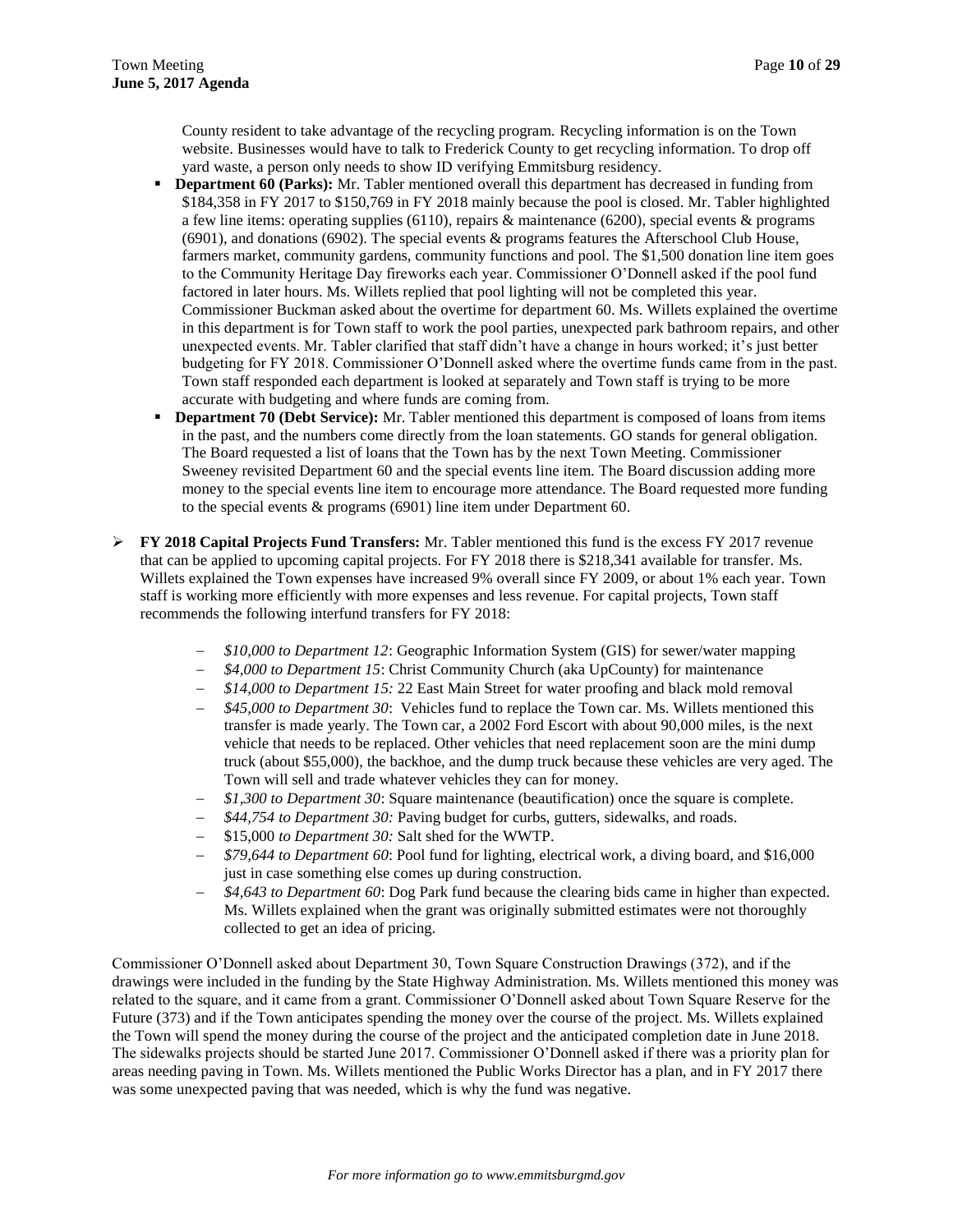County resident to take advantage of the recycling program. Recycling information is on the Town website. Businesses would have to talk to Frederick County to get recycling information. To drop off yard waste, a person only needs to show ID verifying Emmitsburg residency.

- **Department 60 (Parks):** Mr. Tabler mentioned overall this department has decreased in funding from $184,358 in FY 2017 to $150,769 in FY 2018 mainly because the pool is closed. Mr. Tabler highlighted a few line items: operating supplies (6110), repairs & maintenance (6200), special events & programs (6901), and donations (6902). The special events & programs features the Afterschool Club House, farmers market, community gardens, community functions and pool. The $1,500 donation line item goes to the Community Heritage Day fireworks each year. Commissioner O'Donnell asked if the pool fund factored in later hours. Ms. Willets replied that pool lighting will not be completed this year. Commissioner Buckman asked about the overtime for department 60. Ms. Willets explained the overtime in this department is for Town staff to work the pool parties, unexpected park bathroom repairs, and other unexpected events. Mr. Tabler clarified that staff didn't have a change in hours worked; it's just better budgeting for FY 2018. Commissioner O'Donnell asked where the overtime funds came from in the past. Town staff responded each department is looked at separately and Town staff is trying to be more accurate with budgeting and where funds are coming from.
- **Department 70 (Debt Service):** Mr. Tabler mentioned this department is composed of loans from items in the past, and the numbers come directly from the loan statements. GO stands for general obligation. The Board requested a list of loans that the Town has by the next Town Meeting. Commissioner Sweeney revisited Department 60 and the special events line item. The Board discussion adding more money to the special events line item to encourage more attendance. The Board requested more funding to the special events & programs (6901) line item under Department 60.

- **FY 2018 Capital Projects Fund Transfers:** Mr. Tabler mentioned this fund is the excess FY 2017 revenue that can be applied to upcoming capital projects. For FY 2018 there is $218,341 available for transfer. Ms. Willets explained the Town expenses have increased 9% overall since FY 2009, or about 1% each year. Town staff is working more efficiently with more expenses and less revenue. For capital projects, Town staff recommends the following interfund transfers for FY 2018:
  - *$10,000 to Department 12*: Geographic Information System (GIS) for sewer/water mapping
  - *$4,000 to Department 15*: Christ Community Church (aka UpCounty) for maintenance
  - *$14,000 to Department 15:* 22 East Main Street for water proofing and black mold removal
  - *$45,000 to Department 30*: Vehicles fund to replace the Town car. Ms. Willets mentioned this transfer is made yearly. The Town car, a 2002 Ford Escort with about 90,000 miles, is the next vehicle that needs to be replaced. Other vehicles that need replacement soon are the mini dump truck (about $55,000), the backhoe, and the dump truck because these vehicles are very aged. The Town will sell and trade whatever vehicles they can for money.
  - *$1,300 to Department 30*: Square maintenance (beautification) once the square is complete.
  - *$44,754 to Department 30:* Paving budget for curbs, gutters, sidewalks, and roads.
  - $15,000 *to Department 30:* Salt shed for the WWTP.
  - *$79,644 to Department 60*: Pool fund for lighting, electrical work, a diving board, and $16,000 just in case something else comes up during construction.
  - *$4,643 to Department 60*: Dog Park fund because the clearing bids came in higher than expected. Ms. Willets explained when the grant was originally submitted estimates were not thoroughly collected to get an idea of pricing.

Commissioner O'Donnell asked about Department 30, Town Square Construction Drawings (372), and if the drawings were included in the funding by the State Highway Administration. Ms. Willets mentioned this money was related to the square, and it came from a grant. Commissioner O'Donnell asked about Town Square Reserve for the Future (373) and if the Town anticipates spending the money over the course of the project. Ms. Willets explained the Town will spend the money during the course of the project and the anticipated completion date in June 2018. The sidewalks projects should be started June 2017. Commissioner O'Donnell asked if there was a priority plan for areas needing paving in Town. Ms. Willets mentioned the Public Works Director has a plan, and in FY 2017 there was some unexpected paving that was needed, which is why the fund was negative.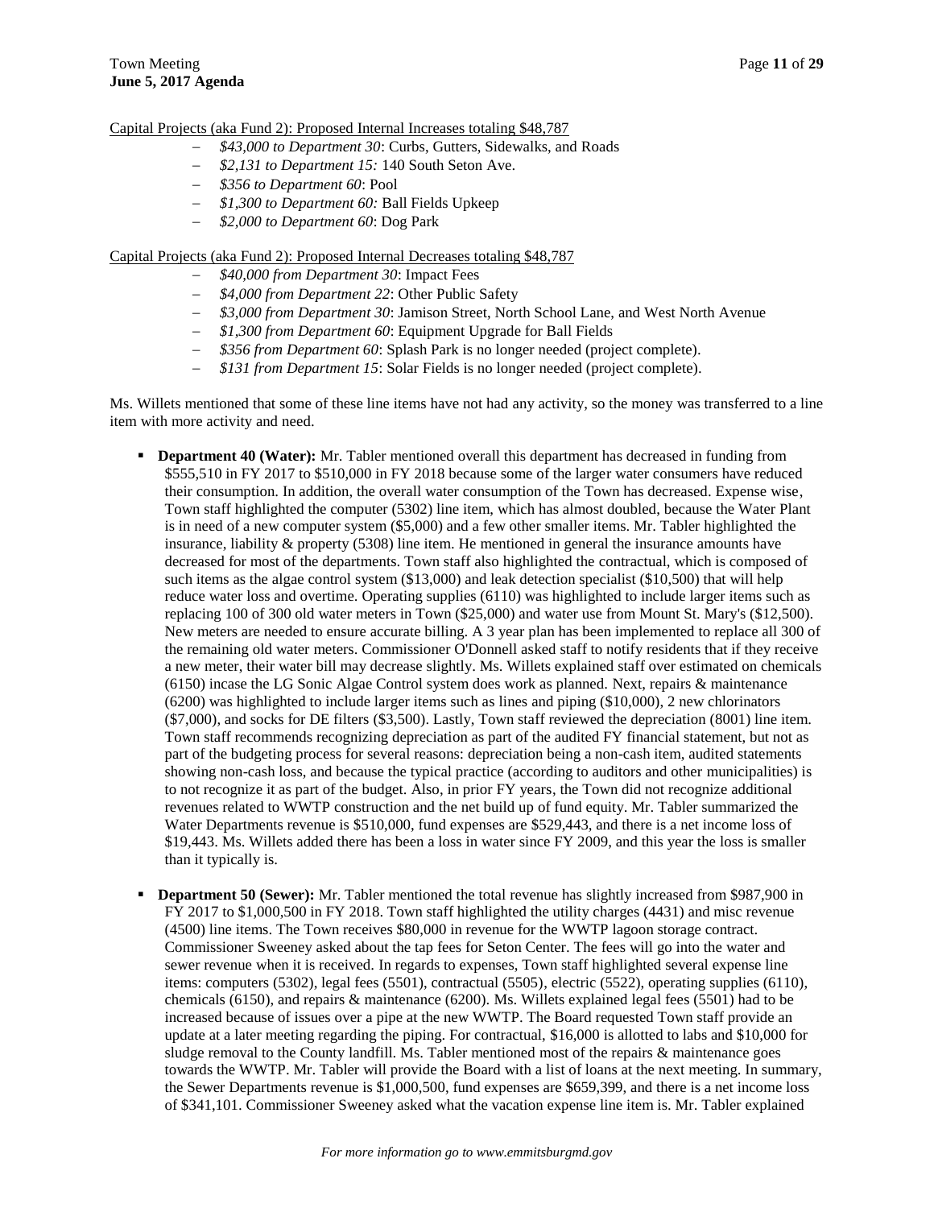Capital Projects (aka Fund 2): Proposed Internal Increases totaling $48,787

- *$43,000 to Department 30*: Curbs, Gutters, Sidewalks, and Roads
- *$2,131 to Department 15:* 140 South Seton Ave.
- *$356 to Department 60*: Pool
- *$1,300 to Department 60:* Ball Fields Upkeep
- *$2,000 to Department 60*: Dog Park

Capital Projects (aka Fund 2): Proposed Internal Decreases totaling $48,787

- *$40,000 from Department 30*: Impact Fees
- *$4,000 from Department 22*: Other Public Safety
- *$3,000 from Department 30*: Jamison Street, North School Lane, and West North Avenue
- *$1,300 from Department 60*: Equipment Upgrade for Ball Fields
- *$356 from Department 60*: Splash Park is no longer needed (project complete).
- *$131 from Department 15*: Solar Fields is no longer needed (project complete).

Ms. Willets mentioned that some of these line items have not had any activity, so the money was transferred to a line item with more activity and need.

- **Department 40 (Water):** Mr. Tabler mentioned overall this department has decreased in funding from $555,510 in FY 2017 to $510,000 in FY 2018 because some of the larger water consumers have reduced their consumption. In addition, the overall water consumption of the Town has decreased. Expense wise, Town staff highlighted the computer (5302) line item, which has almost doubled, because the Water Plant is in need of a new computer system ($5,000) and a few other smaller items. Mr. Tabler highlighted the insurance, liability & property (5308) line item. He mentioned in general the insurance amounts have decreased for most of the departments. Town staff also highlighted the contractual, which is composed of such items as the algae control system ($13,000) and leak detection specialist ($10,500) that will help reduce water loss and overtime. Operating supplies (6110) was highlighted to include larger items such as replacing 100 of 300 old water meters in Town ($25,000) and water use from Mount St. Mary's ($12,500). New meters are needed to ensure accurate billing. A 3 year plan has been implemented to replace all 300 of the remaining old water meters. Commissioner O'Donnell asked staff to notify residents that if they receive a new meter, their water bill may decrease slightly. Ms. Willets explained staff over estimated on chemicals (6150) incase the LG Sonic Algae Control system does work as planned. Next, repairs & maintenance (6200) was highlighted to include larger items such as lines and piping ($10,000), 2 new chlorinators ($7,000), and socks for DE filters ($3,500). Lastly, Town staff reviewed the depreciation (8001) line item. Town staff recommends recognizing depreciation as part of the audited FY financial statement, but not as part of the budgeting process for several reasons: depreciation being a non-cash item, audited statements showing non-cash loss, and because the typical practice (according to auditors and other municipalities) is to not recognize it as part of the budget. Also, in prior FY years, the Town did not recognize additional revenues related to WWTP construction and the net build up of fund equity. Mr. Tabler summarized the Water Departments revenue is $510,000, fund expenses are $529,443, and there is a net income loss of $19,443. Ms. Willets added there has been a loss in water since FY 2009, and this year the loss is smaller than it typically is.

- **Department 50 (Sewer):** Mr. Tabler mentioned the total revenue has slightly increased from $987,900 in FY 2017 to $1,000,500 in FY 2018. Town staff highlighted the utility charges (4431) and misc revenue (4500) line items. The Town receives $80,000 in revenue for the WWTP lagoon storage contract. Commissioner Sweeney asked about the tap fees for Seton Center. The fees will go into the water and sewer revenue when it is received. In regards to expenses, Town staff highlighted several expense line items: computers (5302), legal fees (5501), contractual (5505), electric (5522), operating supplies (6110), chemicals (6150), and repairs & maintenance (6200). Ms. Willets explained legal fees (5501) had to be increased because of issues over a pipe at the new WWTP. The Board requested Town staff provide an update at a later meeting regarding the piping. For contractual, $16,000 is allotted to labs and $10,000 for sludge removal to the County landfill. Ms. Tabler mentioned most of the repairs & maintenance goes towards the WWTP. Mr. Tabler will provide the Board with a list of loans at the next meeting. In summary, the Sewer Departments revenue is $1,000,500, fund expenses are $659,399, and there is a net income loss of $341,101. Commissioner Sweeney asked what the vacation expense line item is. Mr. Tabler explained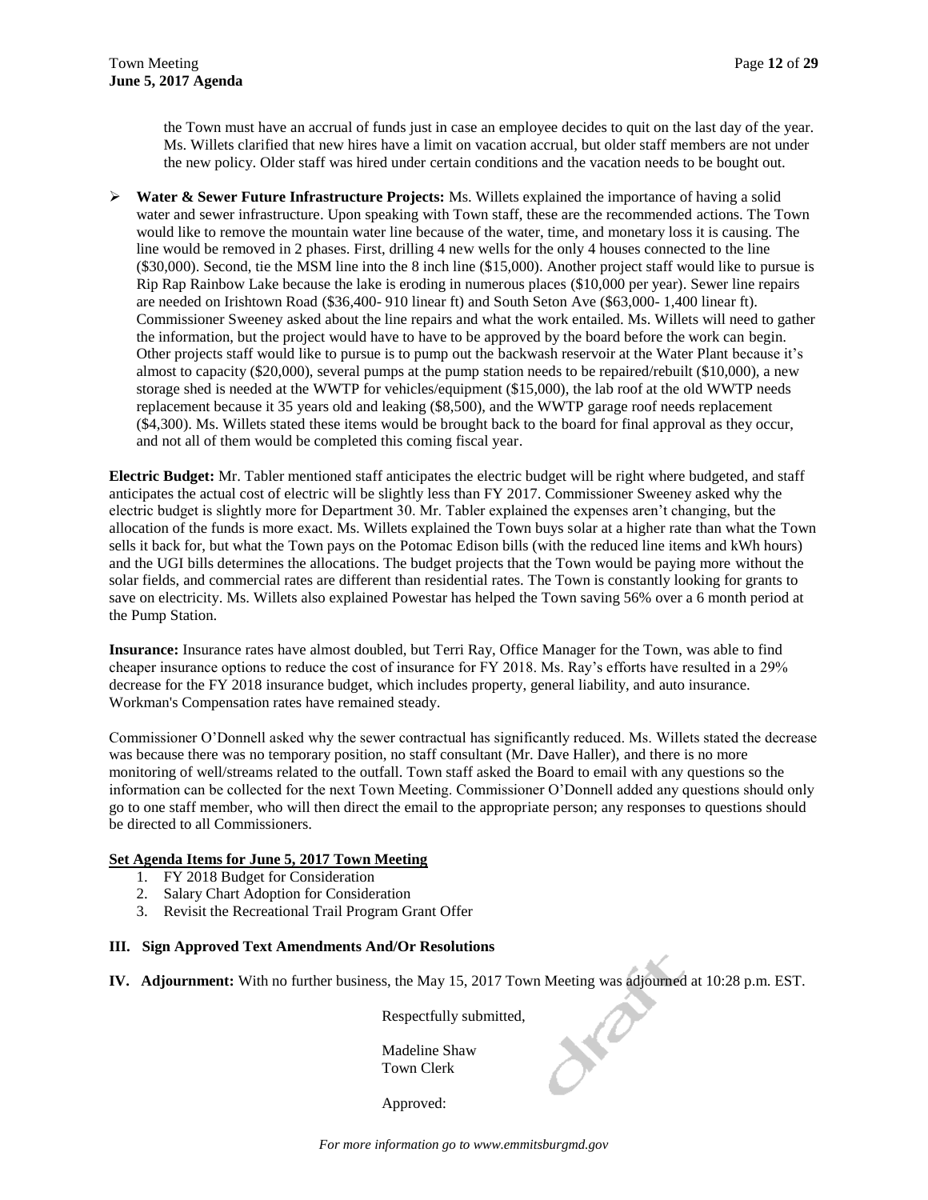the Town must have an accrual of funds just in case an employee decides to quit on the last day of the year. Ms. Willets clarified that new hires have a limit on vacation accrual, but older staff members are not under the new policy. Older staff was hired under certain conditions and the vacation needs to be bought out.

- **Water & Sewer Future Infrastructure Projects:** Ms. Willets explained the importance of having a solid water and sewer infrastructure. Upon speaking with Town staff, these are the recommended actions. The Town would like to remove the mountain water line because of the water, time, and monetary loss it is causing. The line would be removed in 2 phases. First, drilling 4 new wells for the only 4 houses connected to the line ($30,000). Second, tie the MSM line into the 8 inch line ($15,000). Another project staff would like to pursue is Rip Rap Rainbow Lake because the lake is eroding in numerous places ($10,000 per year). Sewer line repairs are needed on Irishtown Road ($36,400- 910 linear ft) and South Seton Ave ($63,000- 1,400 linear ft). Commissioner Sweeney asked about the line repairs and what the work entailed. Ms. Willets will need to gather the information, but the project would have to have to be approved by the board before the work can begin. Other projects staff would like to pursue is to pump out the backwash reservoir at the Water Plant because it's almost to capacity ($20,000), several pumps at the pump station needs to be repaired/rebuilt ($10,000), a new storage shed is needed at the WWTP for vehicles/equipment ($15,000), the lab roof at the old WWTP needs replacement because it 35 years old and leaking ($8,500), and the WWTP garage roof needs replacement ($4,300). Ms. Willets stated these items would be brought back to the board for final approval as they occur, and not all of them would be completed this coming fiscal year.

**Electric Budget:** Mr. Tabler mentioned staff anticipates the electric budget will be right where budgeted, and staff anticipates the actual cost of electric will be slightly less than FY 2017. Commissioner Sweeney asked why the electric budget is slightly more for Department 30. Mr. Tabler explained the expenses aren't changing, but the allocation of the funds is more exact. Ms. Willets explained the Town buys solar at a higher rate than what the Town sells it back for, but what the Town pays on the Potomac Edison bills (with the reduced line items and kWh hours) and the UGI bills determines the allocations. The budget projects that the Town would be paying more without the solar fields, and commercial rates are different than residential rates. The Town is constantly looking for grants to save on electricity. Ms. Willets also explained Powestar has helped the Town saving 56% over a 6 month period at the Pump Station.

**Insurance:** Insurance rates have almost doubled, but Terri Ray, Office Manager for the Town, was able to find cheaper insurance options to reduce the cost of insurance for FY 2018. Ms. Ray's efforts have resulted in a 29% decrease for the FY 2018 insurance budget, which includes property, general liability, and auto insurance. Workman's Compensation rates have remained steady.

Commissioner O'Donnell asked why the sewer contractual has significantly reduced. Ms. Willets stated the decrease was because there was no temporary position, no staff consultant (Mr. Dave Haller), and there is no more monitoring of well/streams related to the outfall. Town staff asked the Board to email with any questions so the information can be collected for the next Town Meeting. Commissioner O'Donnell added any questions should only go to one staff member, who will then direct the email to the appropriate person; any responses to questions should be directed to all Commissioners.

**Set Agenda Items for June 5, 2017 Town Meeting**

1. FY 2018 Budget for Consideration
2. Salary Chart Adoption for Consideration
3. Revisit the Recreational Trail Program Grant Offer

### III. Sign Approved Text Amendments And/Or Resolutions

**IV. Adjournment:** With no further business, the May 15, 2017 Town Meeting was adjourned at 10:28 p.m. EST.

Respectfully submitted,

Madeline Shaw
Town Clerk

Approved:

*For more information go to www.emmitsburgmd.gov*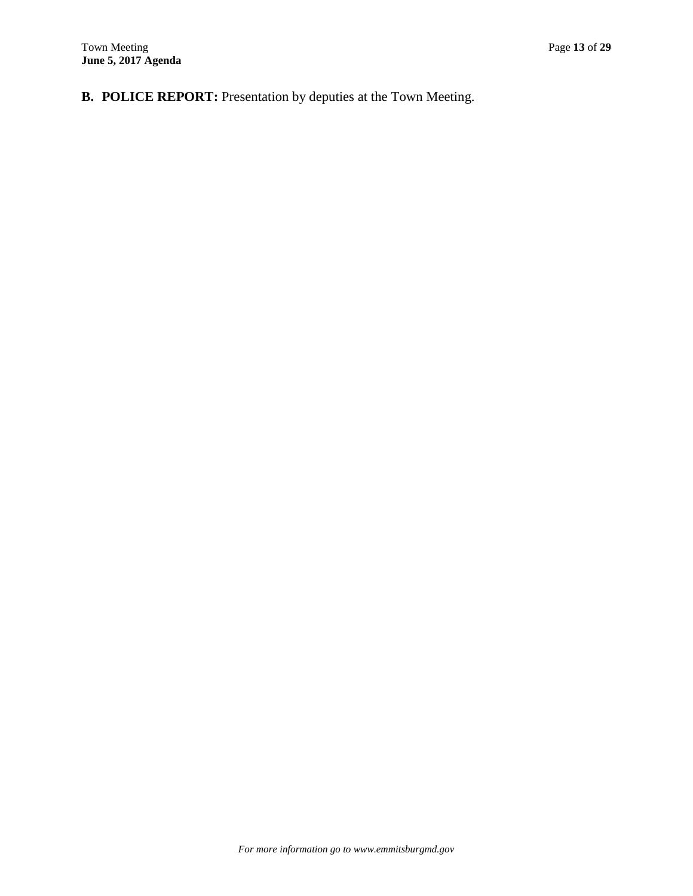**B. POLICE REPORT:** Presentation by deputies at the Town Meeting.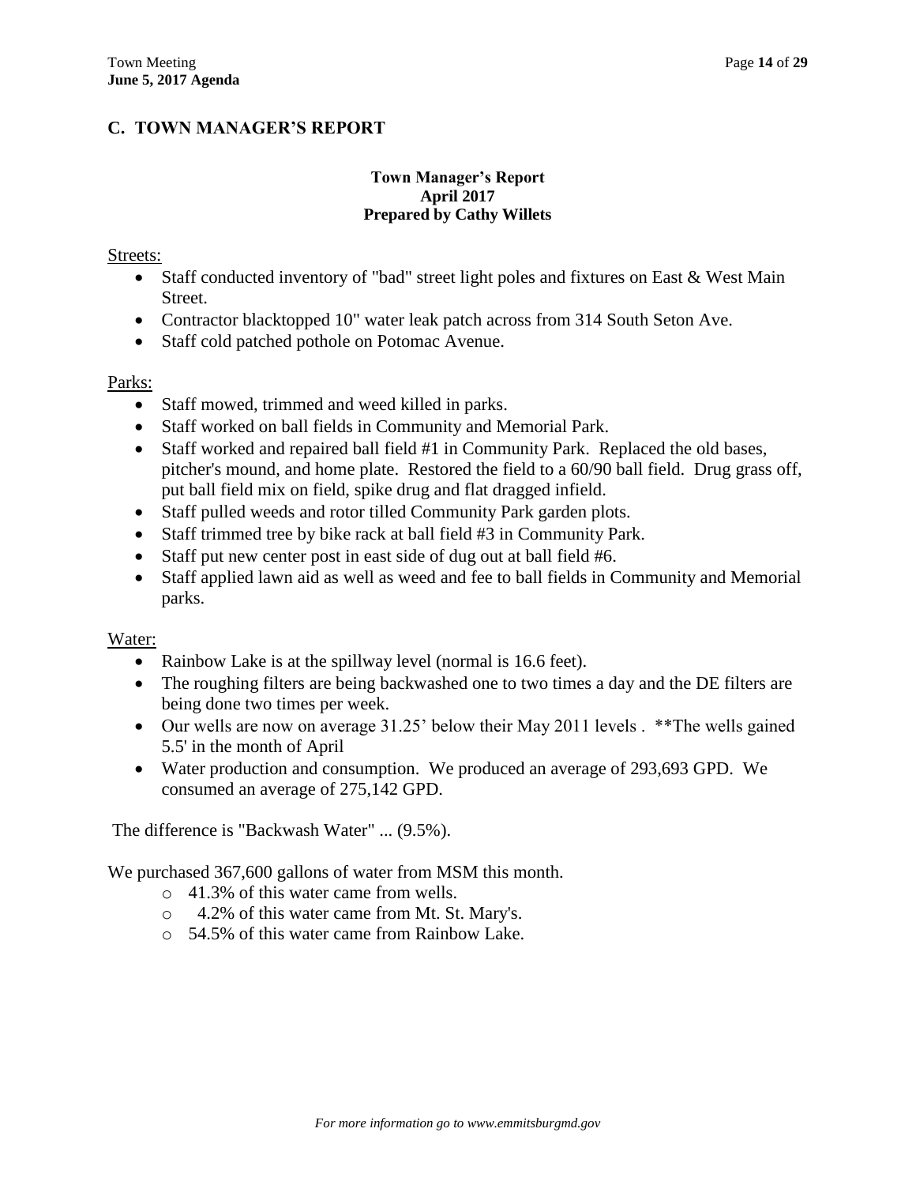## C. TOWN MANAGER'S REPORT

**Town Manager's Report**
**April 2017**
**Prepared by Cathy Willets**

Streets:

- Staff conducted inventory of "bad" street light poles and fixtures on East & West Main Street.
- Contractor blacktopped 10" water leak patch across from 314 South Seton Ave.
- Staff cold patched pothole on Potomac Avenue.

Parks:

- Staff mowed, trimmed and weed killed in parks.
- Staff worked on ball fields in Community and Memorial Park.
- Staff worked and repaired ball field #1 in Community Park. Replaced the old bases, pitcher's mound, and home plate. Restored the field to a 60/90 ball field. Drug grass off, put ball field mix on field, spike drug and flat dragged infield.
- Staff pulled weeds and rotor tilled Community Park garden plots.
- Staff trimmed tree by bike rack at ball field #3 in Community Park.
- Staff put new center post in east side of dug out at ball field #6.
- Staff applied lawn aid as well as weed and fee to ball fields in Community and Memorial parks.

Water:

- Rainbow Lake is at the spillway level (normal is 16.6 feet).
- The roughing filters are being backwashed one to two times a day and the DE filters are being done two times per week.
- Our wells are now on average 31.25' below their May 2011 levels . **The wells gained 5.5' in the month of April
- Water production and consumption. We produced an average of 293,693 GPD. We consumed an average of 275,142 GPD.

The difference is "Backwash Water" ... (9.5%).

We purchased 367,600 gallons of water from MSM this month.

- 41.3% of this water came from wells.
- 4.2% of this water came from Mt. St. Mary's.
- 54.5% of this water came from Rainbow Lake.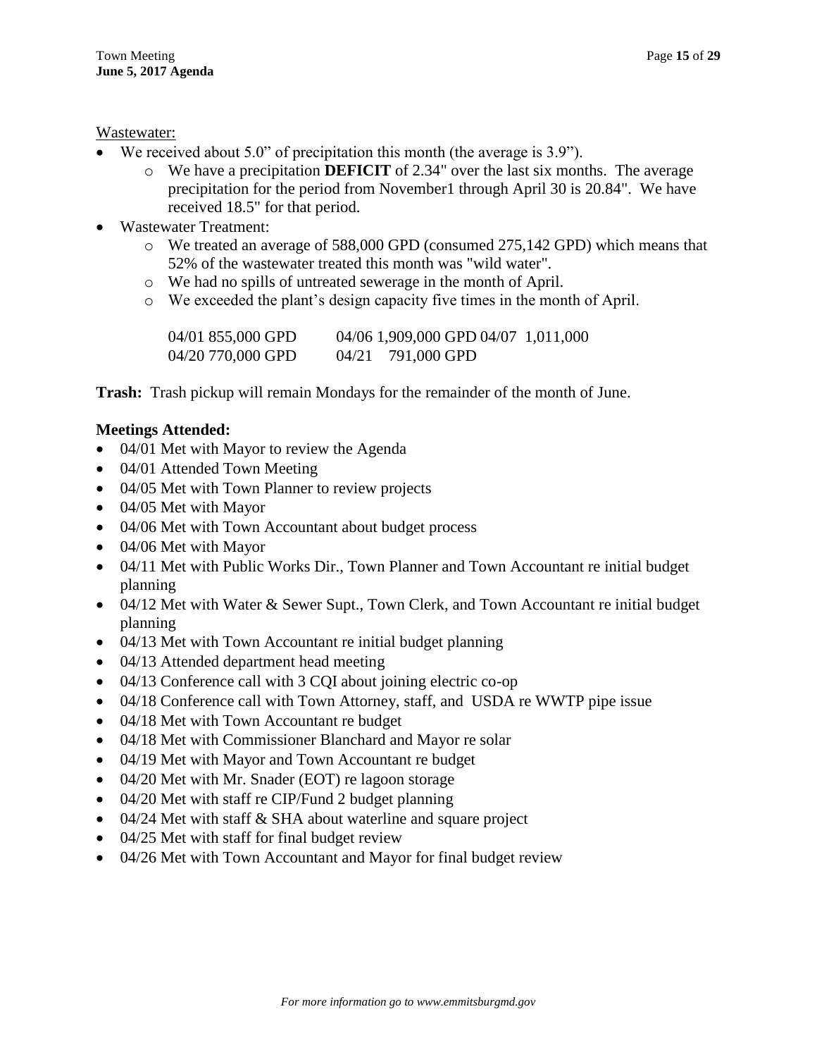Wastewater:

- We received about 5.0" of precipitation this month (the average is 3.9").
  - We have a precipitation **DEFICIT** of 2.34" over the last six months. The average precipitation for the period from November1 through April 30 is 20.84". We have received 18.5" for that period.
- Wastewater Treatment:
  - We treated an average of 588,000 GPD (consumed 275,142 GPD) which means that 52% of the wastewater treated this month was "wild water".
  - We had no spills of untreated sewerage in the month of April.
  - We exceeded the plant's design capacity five times in the month of April.

  04/01 855,000 GPD &nbsp;&nbsp;&nbsp; 04/06 1,909,000 GPD 04/07 1,011,000
  04/20 770,000 GPD &nbsp;&nbsp;&nbsp; 04/21 791,000 GPD

**Trash:** Trash pickup will remain Mondays for the remainder of the month of June.

**Meetings Attended:**

- 04/01 Met with Mayor to review the Agenda
- 04/01 Attended Town Meeting
- 04/05 Met with Town Planner to review projects
- 04/05 Met with Mayor
- 04/06 Met with Town Accountant about budget process
- 04/06 Met with Mayor
- 04/11 Met with Public Works Dir., Town Planner and Town Accountant re initial budget planning
- 04/12 Met with Water & Sewer Supt., Town Clerk, and Town Accountant re initial budget planning
- 04/13 Met with Town Accountant re initial budget planning
- 04/13 Attended department head meeting
- 04/13 Conference call with 3 CQI about joining electric co-op
- 04/18 Conference call with Town Attorney, staff, and USDA re WWTP pipe issue
- 04/18 Met with Town Accountant re budget
- 04/18 Met with Commissioner Blanchard and Mayor re solar
- 04/19 Met with Mayor and Town Accountant re budget
- 04/20 Met with Mr. Snader (EOT) re lagoon storage
- 04/20 Met with staff re CIP/Fund 2 budget planning
- 04/24 Met with staff & SHA about waterline and square project
- 04/25 Met with staff for final budget review
- 04/26 Met with Town Accountant and Mayor for final budget review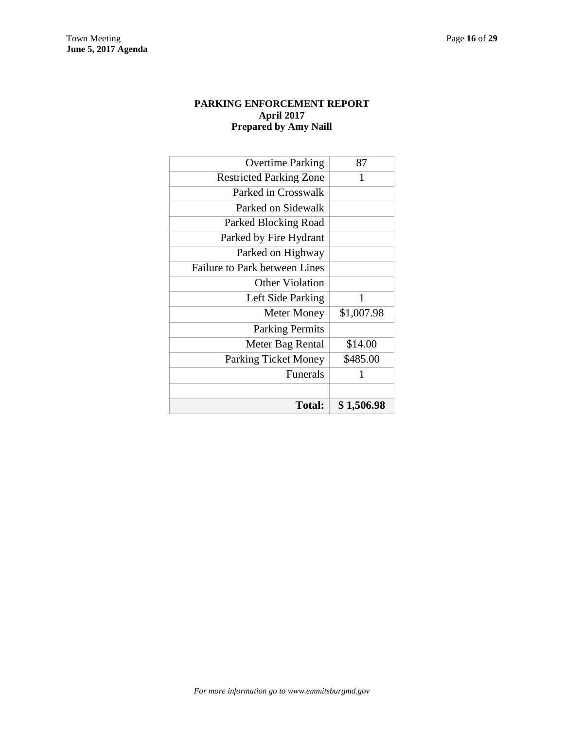**PARKING ENFORCEMENT REPORT**
**April 2017**
**Prepared by Amy Naill**

| | |
|---|---|
| Overtime Parking | 87 |
| Restricted Parking Zone | 1 |
| Parked in Crosswalk | |
| Parked on Sidewalk | |
| Parked Blocking Road | |
| Parked by Fire Hydrant | |
| Parked on Highway | |
| Failure to Park between Lines | |
| Other Violation | |
| Left Side Parking | 1 |
| Meter Money | $1,007.98 |
| Parking Permits | |
| Meter Bag Rental | $14.00 |
| Parking Ticket Money | $485.00 |
| Funerals | 1 |
| | |
| **Total:** | **$ 1,506.98** |

*For more information go to www.emmitsburgmd.gov*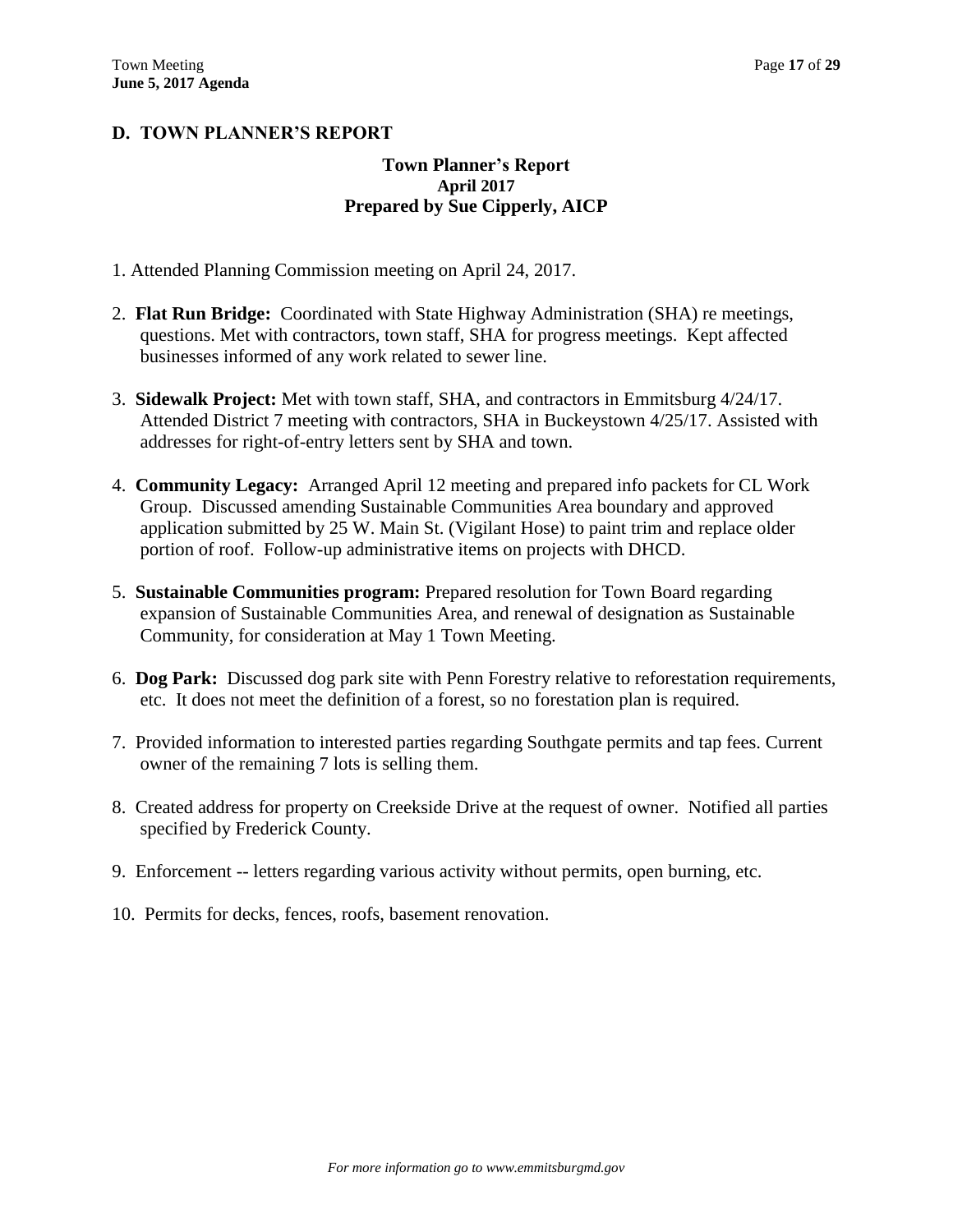## D. TOWN PLANNER'S REPORT

**Town Planner's Report**
**April 2017**
**Prepared by Sue Cipperly, AICP**

1. Attended Planning Commission meeting on April 24, 2017.

2. **Flat Run Bridge:** Coordinated with State Highway Administration (SHA) re meetings, questions. Met with contractors, town staff, SHA for progress meetings. Kept affected businesses informed of any work related to sewer line.

3. **Sidewalk Project:** Met with town staff, SHA, and contractors in Emmitsburg 4/24/17. Attended District 7 meeting with contractors, SHA in Buckeystown 4/25/17. Assisted with addresses for right-of-entry letters sent by SHA and town.

4. **Community Legacy:** Arranged April 12 meeting and prepared info packets for CL Work Group. Discussed amending Sustainable Communities Area boundary and approved application submitted by 25 W. Main St. (Vigilant Hose) to paint trim and replace older portion of roof. Follow-up administrative items on projects with DHCD.

5. **Sustainable Communities program:** Prepared resolution for Town Board regarding expansion of Sustainable Communities Area, and renewal of designation as Sustainable Community, for consideration at May 1 Town Meeting.

6. **Dog Park:** Discussed dog park site with Penn Forestry relative to reforestation requirements, etc. It does not meet the definition of a forest, so no forestation plan is required.

7. Provided information to interested parties regarding Southgate permits and tap fees. Current owner of the remaining 7 lots is selling them.

8. Created address for property on Creekside Drive at the request of owner. Notified all parties specified by Frederick County.

9. Enforcement -- letters regarding various activity without permits, open burning, etc.

10. Permits for decks, fences, roofs, basement renovation.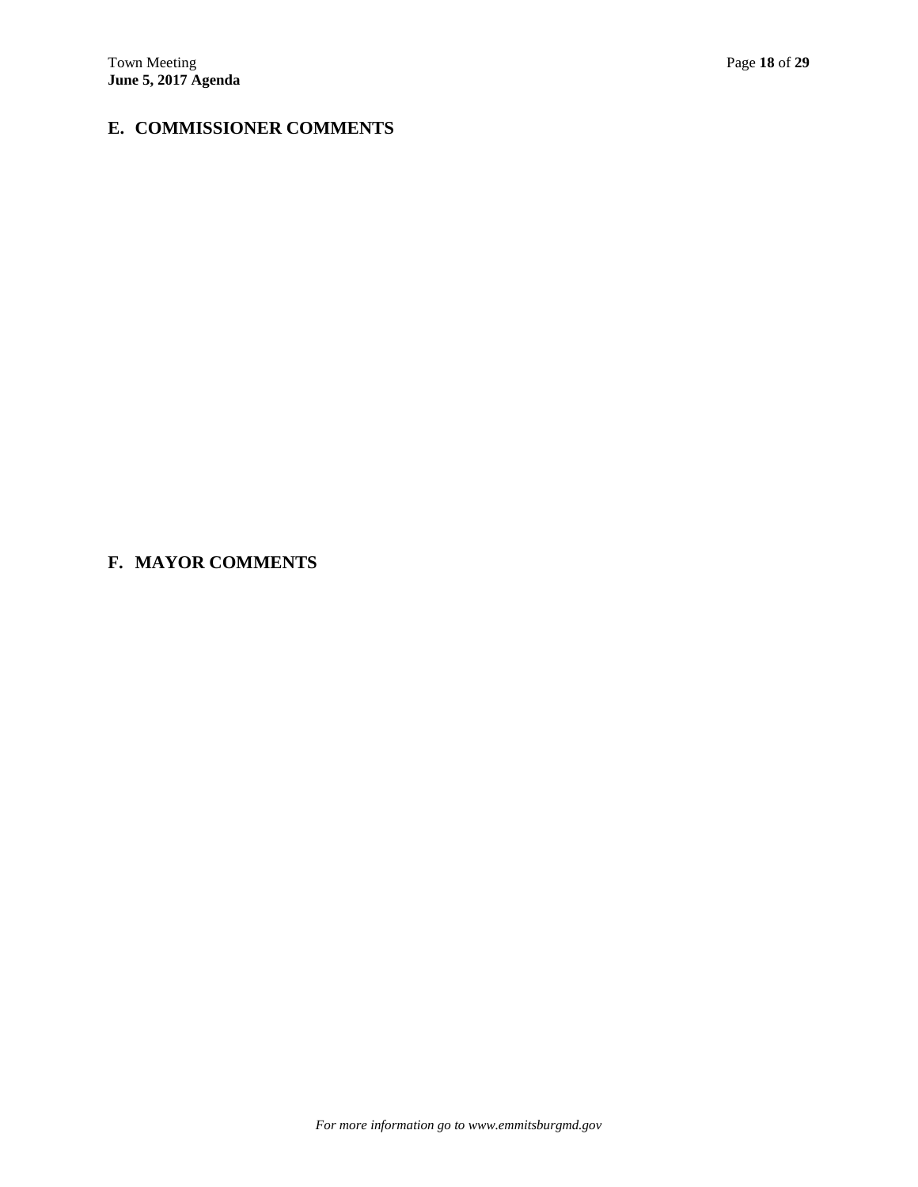## E. COMMISSIONER COMMENTS

## F. MAYOR COMMENTS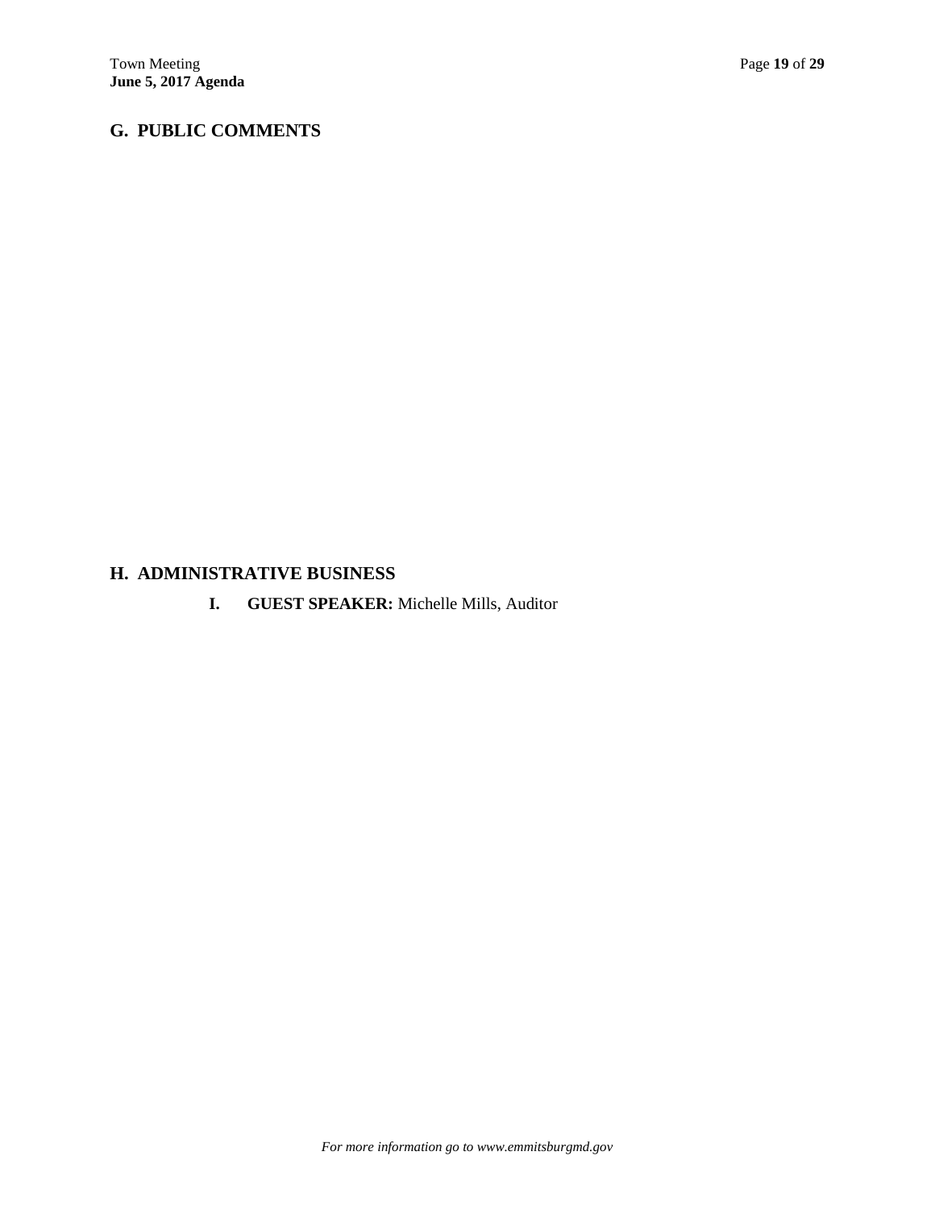## G. PUBLIC COMMENTS

## H. ADMINISTRATIVE BUSINESS

**I. GUEST SPEAKER:** Michelle Mills, Auditor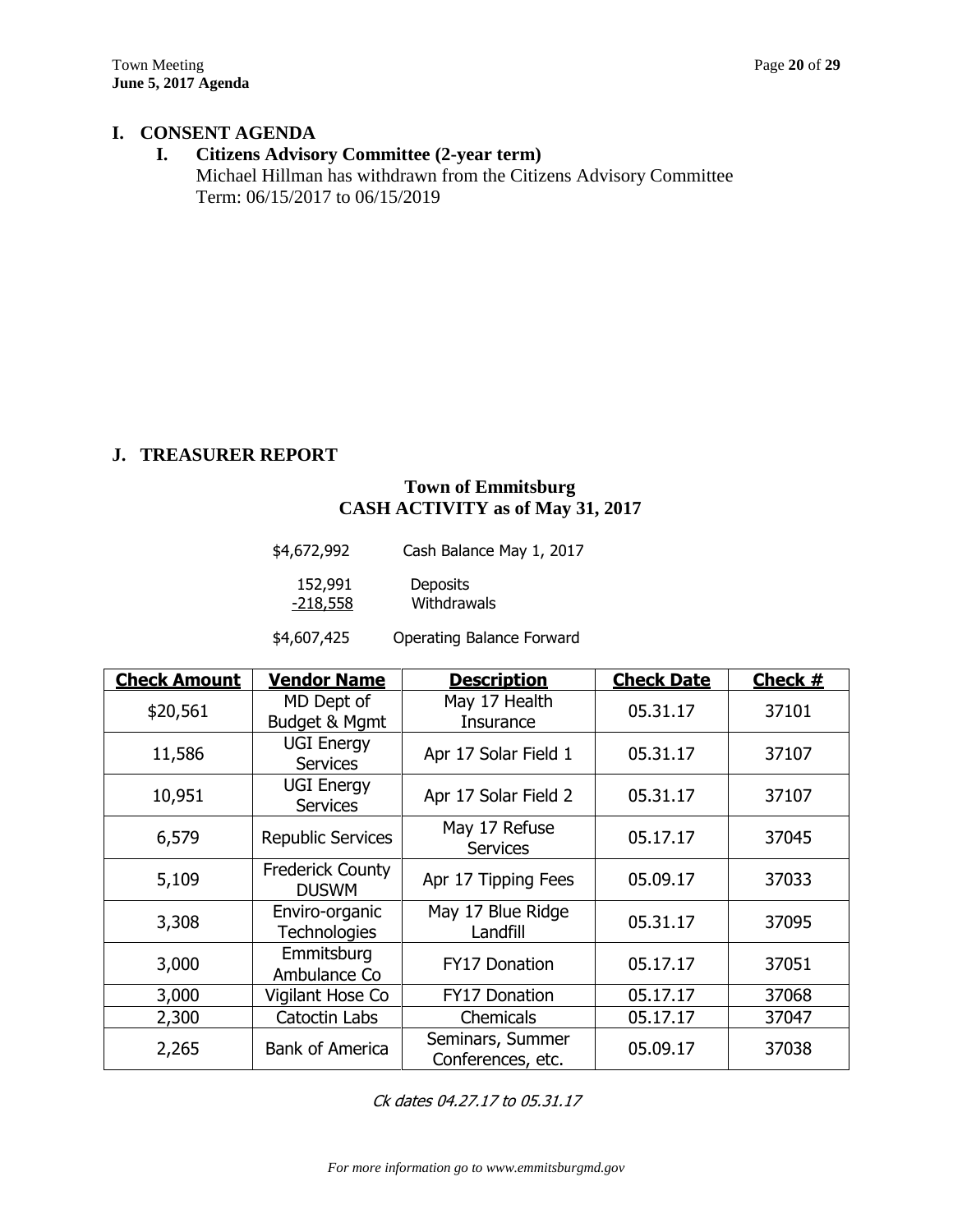## I. CONSENT AGENDA

### I. Citizens Advisory Committee (2-year term)

Michael Hillman has withdrawn from the Citizens Advisory Committee
Term: 06/15/2017 to 06/15/2019

## J. TREASURER REPORT

**Town of Emmitsburg**
**CASH ACTIVITY as of May 31, 2017**

| | |
|---|---|
| $4,672,992 | Cash Balance May 1, 2017 |
| 152,991 | Deposits |
| -218,558 | Withdrawals |
| $4,607,425 | Operating Balance Forward |

| Check Amount | Vendor Name | Description | Check Date | Check # |
|---|---|---|---|---|
| $20,561 | MD Dept of Budget & Mgmt | May 17 Health Insurance | 05.31.17 | 37101 |
| 11,586 | UGI Energy Services | Apr 17 Solar Field 1 | 05.31.17 | 37107 |
| 10,951 | UGI Energy Services | Apr 17 Solar Field 2 | 05.31.17 | 37107 |
| 6,579 | Republic Services | May 17 Refuse Services | 05.17.17 | 37045 |
| 5,109 | Frederick County DUSWM | Apr 17 Tipping Fees | 05.09.17 | 37033 |
| 3,308 | Enviro-organic Technologies | May 17 Blue Ridge Landfill | 05.31.17 | 37095 |
| 3,000 | Emmitsburg Ambulance Co | FY17 Donation | 05.17.17 | 37051 |
| 3,000 | Vigilant Hose Co | FY17 Donation | 05.17.17 | 37068 |
| 2,300 | Catoctin Labs | Chemicals | 05.17.17 | 37047 |
| 2,265 | Bank of America | Seminars, Summer Conferences, etc. | 05.09.17 | 37038 |

*Ck dates 04.27.17 to 05.31.17*

*For more information go to www.emmitsburgmd.gov*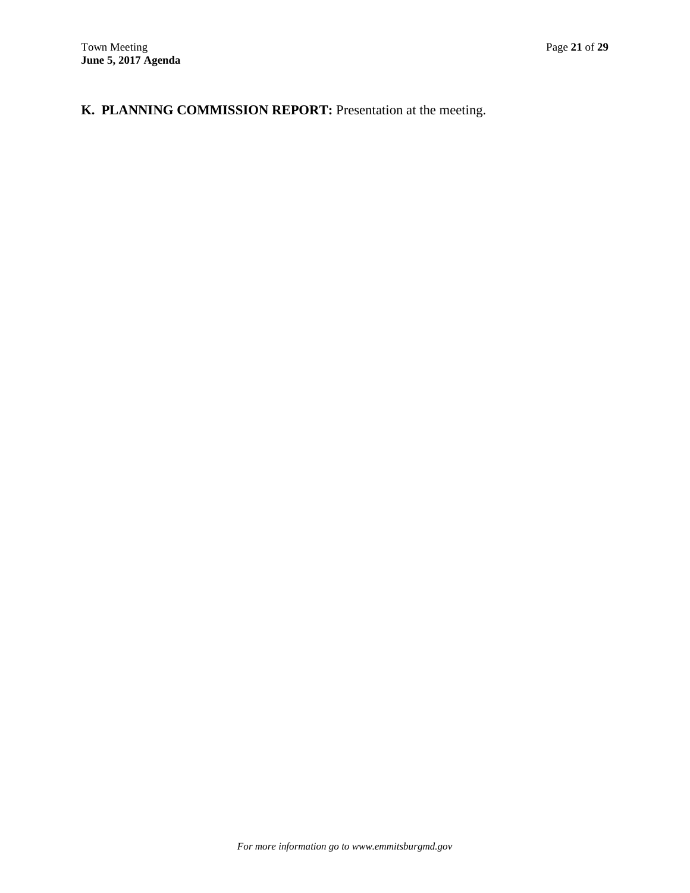**K. PLANNING COMMISSION REPORT:** Presentation at the meeting.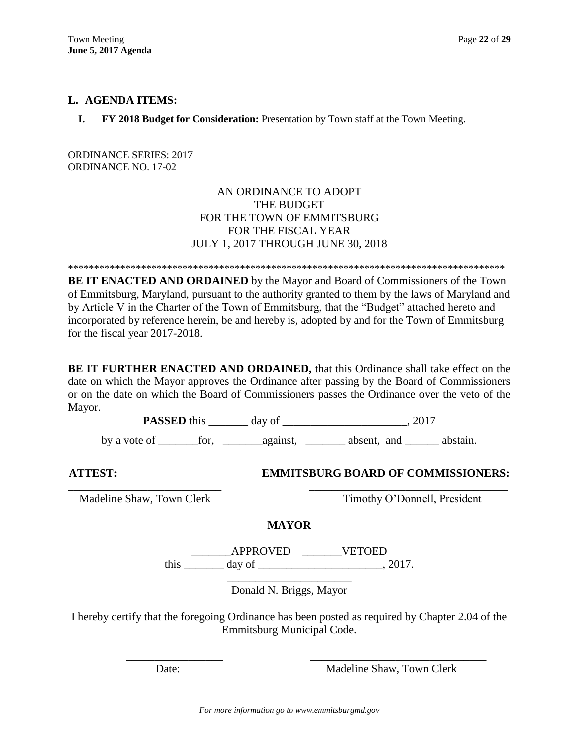## L. AGENDA ITEMS:

**I. FY 2018 Budget for Consideration:** Presentation by Town staff at the Town Meeting.

ORDINANCE SERIES: 2017
ORDINANCE NO. 17-02

AN ORDINANCE TO ADOPT
THE BUDGET
FOR THE TOWN OF EMMITSBURG
FOR THE FISCAL YEAR
JULY 1, 2017 THROUGH JUNE 30, 2018

**************************************************************************************

**BE IT ENACTED AND ORDAINED** by the Mayor and Board of Commissioners of the Town of Emmitsburg, Maryland, pursuant to the authority granted to them by the laws of Maryland and by Article V in the Charter of the Town of Emmitsburg, that the "Budget" attached hereto and incorporated by reference herein, be and hereby is, adopted by and for the Town of Emmitsburg for the fiscal year 2017-2018.

**BE IT FURTHER ENACTED AND ORDAINED,** that this Ordinance shall take effect on the date on which the Mayor approves the Ordinance after passing by the Board of Commissioners or on the date on which the Board of Commissioners passes the Ordinance over the veto of the Mayor.

**PASSED** this _______ day of _____________________, 2017

by a vote of _______for, _______against, _______ absent, and ______ abstain.

**ATTEST:** **EMMITSBURG BOARD OF COMMISSIONERS:**

___________________________ ___________________________________

Madeline Shaw, Town Clerk Timothy O'Donnell, President

**MAYOR**

_______APPROVED _______VETOED
this _______ day of _____________________, 2017.

______________________
Donald N. Briggs, Mayor

I hereby certify that the foregoing Ordinance has been posted as required by Chapter 2.04 of the Emmitsburg Municipal Code.

_________________ _______________________________

Date: Madeline Shaw, Town Clerk

*For more information go to www.emmitsburgmd.gov*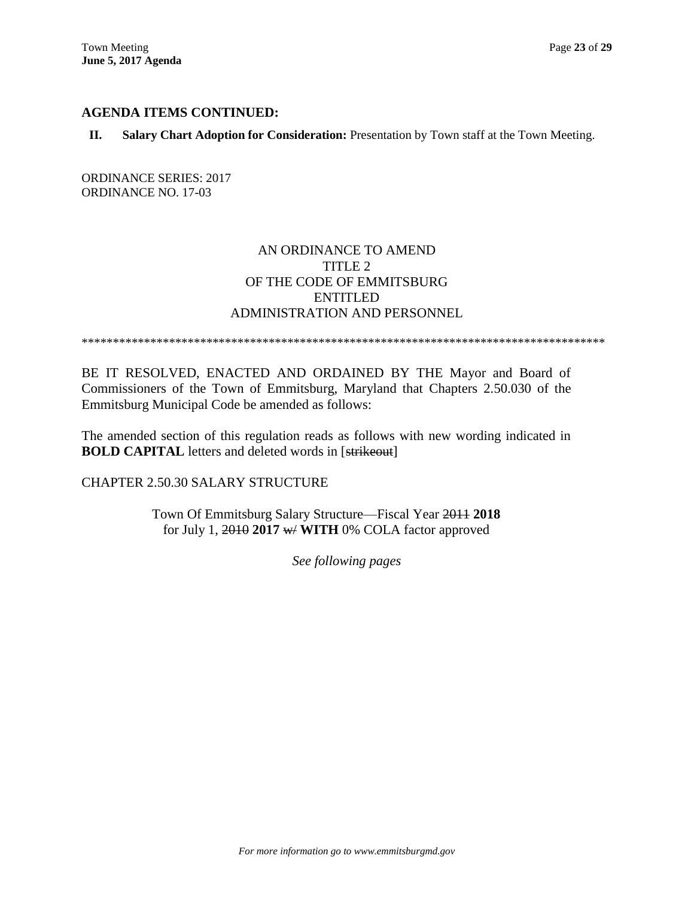## AGENDA ITEMS CONTINUED:

**II. Salary Chart Adoption for Consideration:** Presentation by Town staff at the Town Meeting.

ORDINANCE SERIES: 2017
ORDINANCE NO. 17-03

AN ORDINANCE TO AMEND
TITLE 2
OF THE CODE OF EMMITSBURG
ENTITLED
ADMINISTRATION AND PERSONNEL

************************************************************************************

BE IT RESOLVED, ENACTED AND ORDAINED BY THE Mayor and Board of Commissioners of the Town of Emmitsburg, Maryland that Chapters 2.50.030 of the Emmitsburg Municipal Code be amended as follows:

The amended section of this regulation reads as follows with new wording indicated in **BOLD CAPITAL** letters and deleted words in [~~strikeout~~]

CHAPTER 2.50.30 SALARY STRUCTURE

Town Of Emmitsburg Salary Structure—Fiscal Year ~~2011~~ **2018**
for July 1, ~~2010~~ **2017** ~~w/~~ **WITH** 0% COLA factor approved

*See following pages*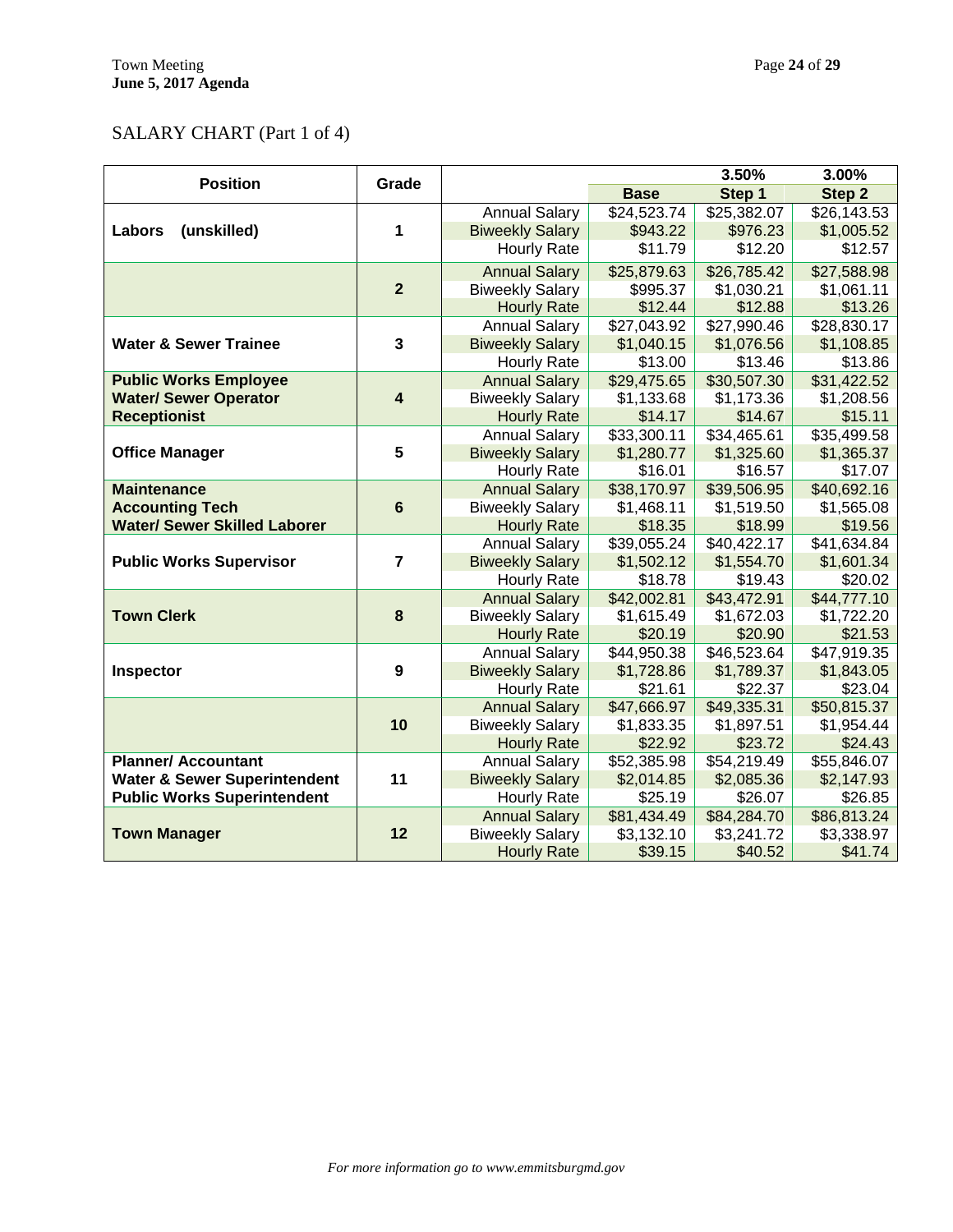# SALARY CHART (Part 1 of 4)

| Position | Grade | | 3.50% | 3.00% | |
|---|---|---|---|---|---|
| | | | Base | Step 1 | Step 2 |
| Labors (unskilled) | 1 | Annual Salary | $24,523.74 | $25,382.07 | $26,143.53 |
| | | Biweekly Salary | $943.22 | $976.23 | $1,005.52 |
| | | Hourly Rate | $11.79 | $12.20 | $12.57 |
| | 2 | Annual Salary | $25,879.63 | $26,785.42 | $27,588.98 |
| | | Biweekly Salary | $995.37 | $1,030.21 | $1,061.11 |
| | | Hourly Rate | $12.44 | $12.88 | $13.26 |
| Water & Sewer Trainee | 3 | Annual Salary | $27,043.92 | $27,990.46 | $28,830.17 |
| | | Biweekly Salary | $1,040.15 | $1,076.56 | $1,108.85 |
| | | Hourly Rate | $13.00 | $13.46 | $13.86 |
| Public Works Employee<br>Water/ Sewer Operator<br>Receptionist | 4 | Annual Salary | $29,475.65 | $30,507.30 | $31,422.52 |
| | | Biweekly Salary | $1,133.68 | $1,173.36 | $1,208.56 |
| | | Hourly Rate | $14.17 | $14.67 | $15.11 |
| Office Manager | 5 | Annual Salary | $33,300.11 | $34,465.61 | $35,499.58 |
| | | Biweekly Salary | $1,280.77 | $1,325.60 | $1,365.37 |
| | | Hourly Rate | $16.01 | $16.57 | $17.07 |
| Maintenance<br>Accounting Tech<br>Water/ Sewer Skilled Laborer | 6 | Annual Salary | $38,170.97 | $39,506.95 | $40,692.16 |
| | | Biweekly Salary | $1,468.11 | $1,519.50 | $1,565.08 |
| | | Hourly Rate | $18.35 | $18.99 | $19.56 |
| Public Works Supervisor | 7 | Annual Salary | $39,055.24 | $40,422.17 | $41,634.84 |
| | | Biweekly Salary | $1,502.12 | $1,554.70 | $1,601.34 |
| | | Hourly Rate | $18.78 | $19.43 | $20.02 |
| Town Clerk | 8 | Annual Salary | $42,002.81 | $43,472.91 | $44,777.10 |
| | | Biweekly Salary | $1,615.49 | $1,672.03 | $1,722.20 |
| | | Hourly Rate | $20.19 | $20.90 | $21.53 |
| Inspector | 9 | Annual Salary | $44,950.38 | $46,523.64 | $47,919.35 |
| | | Biweekly Salary | $1,728.86 | $1,789.37 | $1,843.05 |
| | | Hourly Rate | $21.61 | $22.37 | $23.04 |
| | 10 | Annual Salary | $47,666.97 | $49,335.31 | $50,815.37 |
| | | Biweekly Salary | $1,833.35 | $1,897.51 | $1,954.44 |
| | | Hourly Rate | $22.92 | $23.72 | $24.43 |
| Planner/ Accountant<br>Water & Sewer Superintendent<br>Public Works Superintendent | 11 | Annual Salary | $52,385.98 | $54,219.49 | $55,846.07 |
| | | Biweekly Salary | $2,014.85 | $2,085.36 | $2,147.93 |
| | | Hourly Rate | $25.19 | $26.07 | $26.85 |
| Town Manager | 12 | Annual Salary | $81,434.49 | $84,284.70 | $86,813.24 |
| | | Biweekly Salary | $3,132.10 | $3,241.72 | $3,338.97 |
| | | Hourly Rate | $39.15 | $40.52 | $41.74 |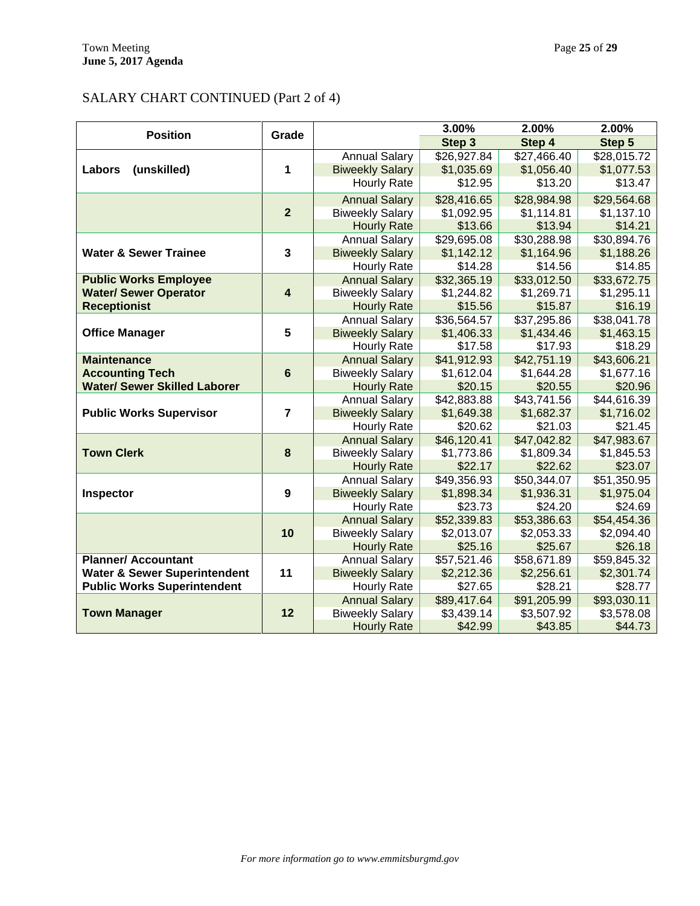SALARY CHART CONTINUED (Part 2 of 4)

| Position | Grade | | 3.00% | 2.00% | 2.00% |
|---|---|---|---|---|---|
| | | | Step 3 | Step 4 | Step 5 |
| **Labors (unskilled)** | **1** | Annual Salary | $26,927.84 | $27,466.40 | $28,015.72 |
| | | Biweekly Salary | $1,035.69 | $1,056.40 | $1,077.53 |
| | | Hourly Rate | $12.95 | $13.20 | $13.47 |
| | **2** | Annual Salary | $28,416.65 | $28,984.98 | $29,564.68 |
| | | Biweekly Salary | $1,092.95 | $1,114.81 | $1,137.10 |
| | | Hourly Rate | $13.66 | $13.94 | $14.21 |
| **Water & Sewer Trainee** | **3** | Annual Salary | $29,695.08 | $30,288.98 | $30,894.76 |
| | | Biweekly Salary | $1,142.12 | $1,164.96 | $1,188.26 |
| | | Hourly Rate | $14.28 | $14.56 | $14.85 |
| **Public Works Employee** **Water/ Sewer Operator** **Receptionist** | **4** | Annual Salary | $32,365.19 | $33,012.50 | $33,672.75 |
| | | Biweekly Salary | $1,244.82 | $1,269.71 | $1,295.11 |
| | | Hourly Rate | $15.56 | $15.87 | $16.19 |
| **Office Manager** | **5** | Annual Salary | $36,564.57 | $37,295.86 | $38,041.78 |
| | | Biweekly Salary | $1,406.33 | $1,434.46 | $1,463.15 |
| | | Hourly Rate | $17.58 | $17.93 | $18.29 |
| **Maintenance** **Accounting Tech** **Water/ Sewer Skilled Laborer** | **6** | Annual Salary | $41,912.93 | $42,751.19 | $43,606.21 |
| | | Biweekly Salary | $1,612.04 | $1,644.28 | $1,677.16 |
| | | Hourly Rate | $20.15 | $20.55 | $20.96 |
| **Public Works Supervisor** | **7** | Annual Salary | $42,883.88 | $43,741.56 | $44,616.39 |
| | | Biweekly Salary | $1,649.38 | $1,682.37 | $1,716.02 |
| | | Hourly Rate | $20.62 | $21.03 | $21.45 |
| **Town Clerk** | **8** | Annual Salary | $46,120.41 | $47,042.82 | $47,983.67 |
| | | Biweekly Salary | $1,773.86 | $1,809.34 | $1,845.53 |
| | | Hourly Rate | $22.17 | $22.62 | $23.07 |
| **Inspector** | **9** | Annual Salary | $49,356.93 | $50,344.07 | $51,350.95 |
| | | Biweekly Salary | $1,898.34 | $1,936.31 | $1,975.04 |
| | | Hourly Rate | $23.73 | $24.20 | $24.69 |
| | **10** | Annual Salary | $52,339.83 | $53,386.63 | $54,454.36 |
| | | Biweekly Salary | $2,013.07 | $2,053.33 | $2,094.40 |
| | | Hourly Rate | $25.16 | $25.67 | $26.18 |
| **Planner/ Accountant** **Water & Sewer Superintendent** **Public Works Superintendent** | **11** | Annual Salary | $57,521.46 | $58,671.89 | $59,845.32 |
| | | Biweekly Salary | $2,212.36 | $2,256.61 | $2,301.74 |
| | | Hourly Rate | $27.65 | $28.21 | $28.77 |
| **Town Manager** | **12** | Annual Salary | $89,417.64 | $91,205.99 | $93,030.11 |
| | | Biweekly Salary | $3,439.14 | $3,507.92 | $3,578.08 |
| | | Hourly Rate | $42.99 | $43.85 | $44.73 |

*For more information go to www.emmitsburgmd.gov*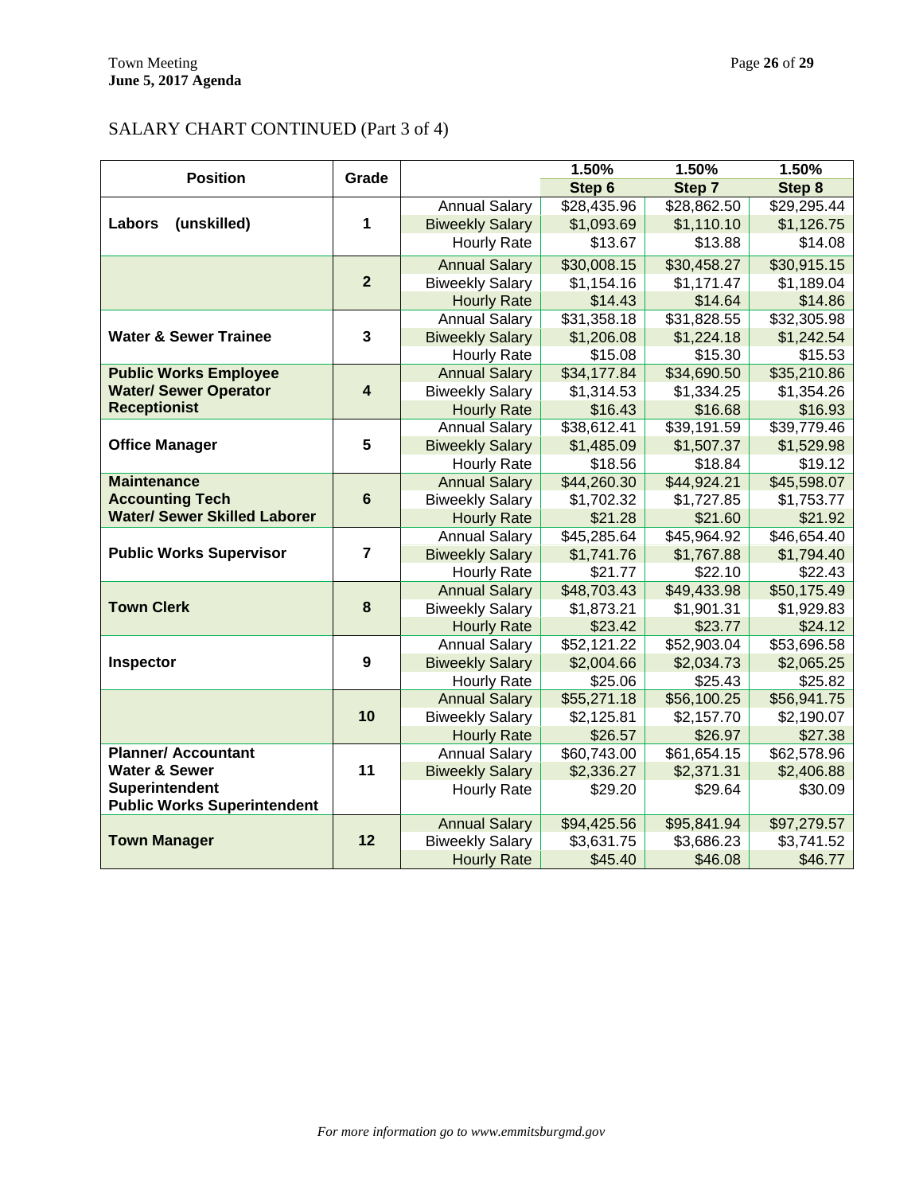SALARY CHART CONTINUED (Part 3 of 4)

| Position | Grade | | 1.50% | 1.50% | 1.50% |
|---|---|---|---|---|---|
| | | | Step 6 | Step 7 | Step 8 |
| **Labors (unskilled)** | **1** | Annual Salary | $28,435.96 | $28,862.50 | $29,295.44 |
| | | Biweekly Salary | $1,093.69 | $1,110.10 | $1,126.75 |
| | | Hourly Rate | $13.67 | $13.88 | $14.08 |
| | **2** | Annual Salary | $30,008.15 | $30,458.27 | $30,915.15 |
| | | Biweekly Salary | $1,154.16 | $1,171.47 | $1,189.04 |
| | | Hourly Rate | $14.43 | $14.64 | $14.86 |
| **Water & Sewer Trainee** | **3** | Annual Salary | $31,358.18 | $31,828.55 | $32,305.98 |
| | | Biweekly Salary | $1,206.08 | $1,224.18 | $1,242.54 |
| | | Hourly Rate | $15.08 | $15.30 | $15.53 |
| **Public Works Employee Water/ Sewer Operator Receptionist** | **4** | Annual Salary | $34,177.84 | $34,690.50 | $35,210.86 |
| | | Biweekly Salary | $1,314.53 | $1,334.25 | $1,354.26 |
| | | Hourly Rate | $16.43 | $16.68 | $16.93 |
| **Office Manager** | **5** | Annual Salary | $38,612.41 | $39,191.59 | $39,779.46 |
| | | Biweekly Salary | $1,485.09 | $1,507.37 | $1,529.98 |
| | | Hourly Rate | $18.56 | $18.84 | $19.12 |
| **Maintenance Accounting Tech Water/ Sewer Skilled Laborer** | **6** | Annual Salary | $44,260.30 | $44,924.21 | $45,598.07 |
| | | Biweekly Salary | $1,702.32 | $1,727.85 | $1,753.77 |
| | | Hourly Rate | $21.28 | $21.60 | $21.92 |
| **Public Works Supervisor** | **7** | Annual Salary | $45,285.64 | $45,964.92 | $46,654.40 |
| | | Biweekly Salary | $1,741.76 | $1,767.88 | $1,794.40 |
| | | Hourly Rate | $21.77 | $22.10 | $22.43 |
| **Town Clerk** | **8** | Annual Salary | $48,703.43 | $49,433.98 | $50,175.49 |
| | | Biweekly Salary | $1,873.21 | $1,901.31 | $1,929.83 |
| | | Hourly Rate | $23.42 | $23.77 | $24.12 |
| **Inspector** | **9** | Annual Salary | $52,121.22 | $52,903.04 | $53,696.58 |
| | | Biweekly Salary | $2,004.66 | $2,034.73 | $2,065.25 |
| | | Hourly Rate | $25.06 | $25.43 | $25.82 |
| | **10** | Annual Salary | $55,271.18 | $56,100.25 | $56,941.75 |
| | | Biweekly Salary | $2,125.81 | $2,157.70 | $2,190.07 |
| | | Hourly Rate | $26.57 | $26.97 | $27.38 |
| **Planner/ Accountant Water & Sewer Superintendent Public Works Superintendent** | **11** | Annual Salary | $60,743.00 | $61,654.15 | $62,578.96 |
| | | Biweekly Salary | $2,336.27 | $2,371.31 | $2,406.88 |
| | | Hourly Rate | $29.20 | $29.64 | $30.09 |
| **Town Manager** | **12** | Annual Salary | $94,425.56 | $95,841.94 | $97,279.57 |
| | | Biweekly Salary | $3,631.75 | $3,686.23 | $3,741.52 |
| | | Hourly Rate | $45.40 | $46.08 | $46.77 |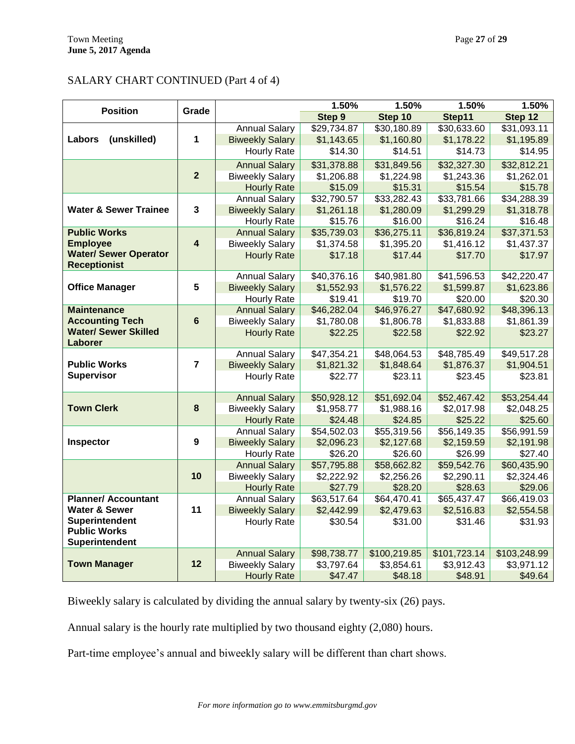SALARY CHART CONTINUED (Part 4 of 4)

| Position | Grade | | 1.50% Step 9 | 1.50% Step 10 | 1.50% Step11 | 1.50% Step 12 |
|---|---|---|---|---|---|---|
| **Labors (unskilled)** | **1** | Annual Salary | $29,734.87 | $30,180.89 | $30,633.60 | $31,093.11 |
| | | Biweekly Salary | $1,143.65 | $1,160.80 | $1,178.22 | $1,195.89 |
| | | Hourly Rate | $14.30 | $14.51 | $14.73 | $14.95 |
| | **2** | Annual Salary | $31,378.88 | $31,849.56 | $32,327.30 | $32,812.21 |
| | | Biweekly Salary | $1,206.88 | $1,224.98 | $1,243.36 | $1,262.01 |
| | | Hourly Rate | $15.09 | $15.31 | $15.54 | $15.78 |
| **Water & Sewer Trainee** | **3** | Annual Salary | $32,790.57 | $33,282.43 | $33,781.66 | $34,288.39 |
| | | Biweekly Salary | $1,261.18 | $1,280.09 | $1,299.29 | $1,318.78 |
| | | Hourly Rate | $15.76 | $16.00 | $16.24 | $16.48 |
| **Public Works Employee Water/ Sewer Operator Receptionist** | **4** | Annual Salary | $35,739.03 | $36,275.11 | $36,819.24 | $37,371.53 |
| | | Biweekly Salary | $1,374.58 | $1,395.20 | $1,416.12 | $1,437.37 |
| | | Hourly Rate | $17.18 | $17.44 | $17.70 | $17.97 |
| **Office Manager** | **5** | Annual Salary | $40,376.16 | $40,981.80 | $41,596.53 | $42,220.47 |
| | | Biweekly Salary | $1,552.93 | $1,576.22 | $1,599.87 | $1,623.86 |
| | | Hourly Rate | $19.41 | $19.70 | $20.00 | $20.30 |
| **Maintenance Accounting Tech Water/ Sewer Skilled Laborer** | **6** | Annual Salary | $46,282.04 | $46,976.27 | $47,680.92 | $48,396.13 |
| | | Biweekly Salary | $1,780.08 | $1,806.78 | $1,833.88 | $1,861.39 |
| | | Hourly Rate | $22.25 | $22.58 | $22.92 | $23.27 |
| **Public Works Supervisor** | **7** | Annual Salary | $47,354.21 | $48,064.53 | $48,785.49 | $49,517.28 |
| | | Biweekly Salary | $1,821.32 | $1,848.64 | $1,876.37 | $1,904.51 |
| | | Hourly Rate | $22.77 | $23.11 | $23.45 | $23.81 |
| **Town Clerk** | **8** | Annual Salary | $50,928.12 | $51,692.04 | $52,467.42 | $53,254.44 |
| | | Biweekly Salary | $1,958.77 | $1,988.16 | $2,017.98 | $2,048.25 |
| | | Hourly Rate | $24.48 | $24.85 | $25.22 | $25.60 |
| **Inspector** | **9** | Annual Salary | $54,502.03 | $55,319.56 | $56,149.35 | $56,991.59 |
| | | Biweekly Salary | $2,096.23 | $2,127.68 | $2,159.59 | $2,191.98 |
| | | Hourly Rate | $26.20 | $26.60 | $26.99 | $27.40 |
| | **10** | Annual Salary | $57,795.88 | $58,662.82 | $59,542.76 | $60,435.90 |
| | | Biweekly Salary | $2,222.92 | $2,256.26 | $2,290.11 | $2,324.46 |
| | | Hourly Rate | $27.79 | $28.20 | $28.63 | $29.06 |
| **Planner/ Accountant Water & Sewer Superintendent Public Works Superintendent** | **11** | Annual Salary | $63,517.64 | $64,470.41 | $65,437.47 | $66,419.03 |
| | | Biweekly Salary | $2,442.99 | $2,479.63 | $2,516.83 | $2,554.58 |
| | | Hourly Rate | $30.54 | $31.00 | $31.46 | $31.93 |
| **Town Manager** | **12** | Annual Salary | $98,738.77 | $100,219.85 | $101,723.14 | $103,248.99 |
| | | Biweekly Salary | $3,797.64 | $3,854.61 | $3,912.43 | $3,971.12 |
| | | Hourly Rate | $47.47 | $48.18 | $48.91 | $49.64 |

Biweekly salary is calculated by dividing the annual salary by twenty-six (26) pays.

Annual salary is the hourly rate multiplied by two thousand eighty (2,080) hours.

Part-time employee's annual and biweekly salary will be different than chart shows.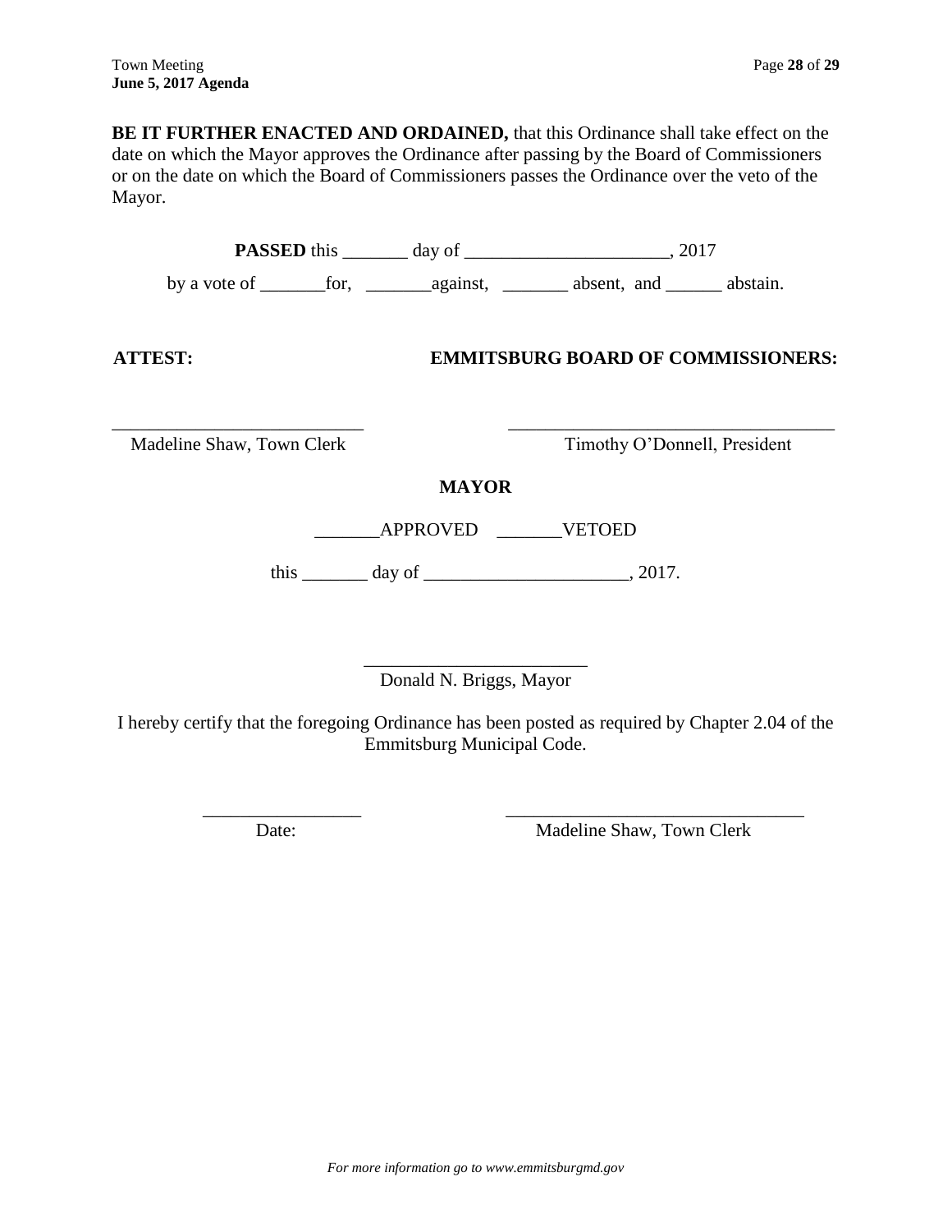**BE IT FURTHER ENACTED AND ORDAINED,** that this Ordinance shall take effect on the date on which the Mayor approves the Ordinance after passing by the Board of Commissioners or on the date on which the Board of Commissioners passes the Ordinance over the veto of the Mayor.

**PASSED** this _______ day of ______________________, 2017

by a vote of _______for, _______against, _______ absent, and ______ abstain.

**ATTEST:** **EMMITSBURG BOARD OF COMMISSIONERS:**

___________________________ ___________________________________

Madeline Shaw, Town Clerk Timothy O'Donnell, President

**MAYOR**

_______APPROVED _______VETOED

this _______ day of ______________________, 2017.

________________________

Donald N. Briggs, Mayor

I hereby certify that the foregoing Ordinance has been posted as required by Chapter 2.04 of the Emmitsburg Municipal Code.

_________________ ________________________________

Date: Madeline Shaw, Town Clerk

*For more information go to www.emmitsburgmd.gov*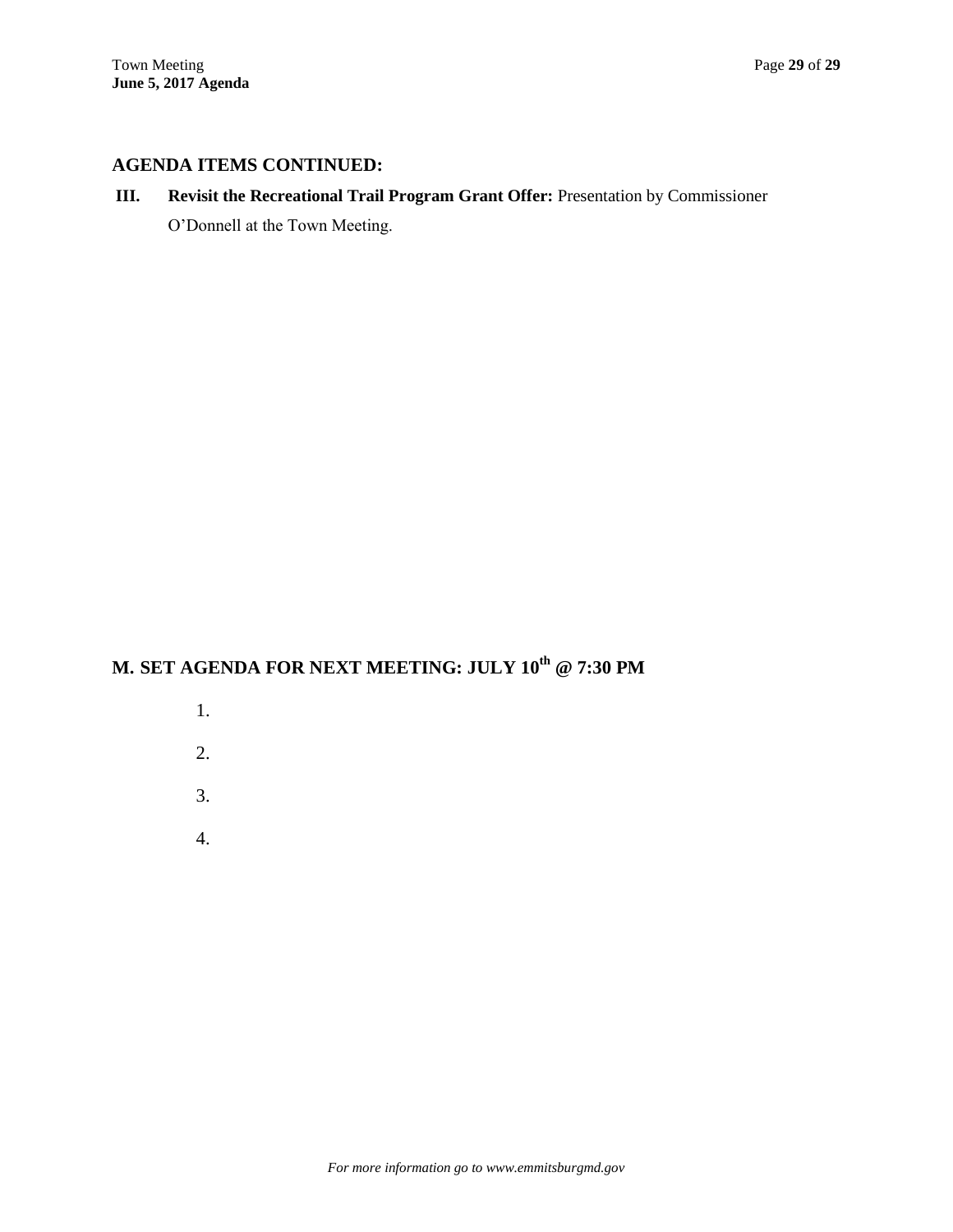## AGENDA ITEMS CONTINUED:

**III. Revisit the Recreational Trail Program Grant Offer:** Presentation by Commissioner O'Donnell at the Town Meeting.

## M. SET AGENDA FOR NEXT MEETING: JULY 10th @ 7:30 PM

1.
2.
3.
4.

*For more information go to www.emmitsburgmd.gov*